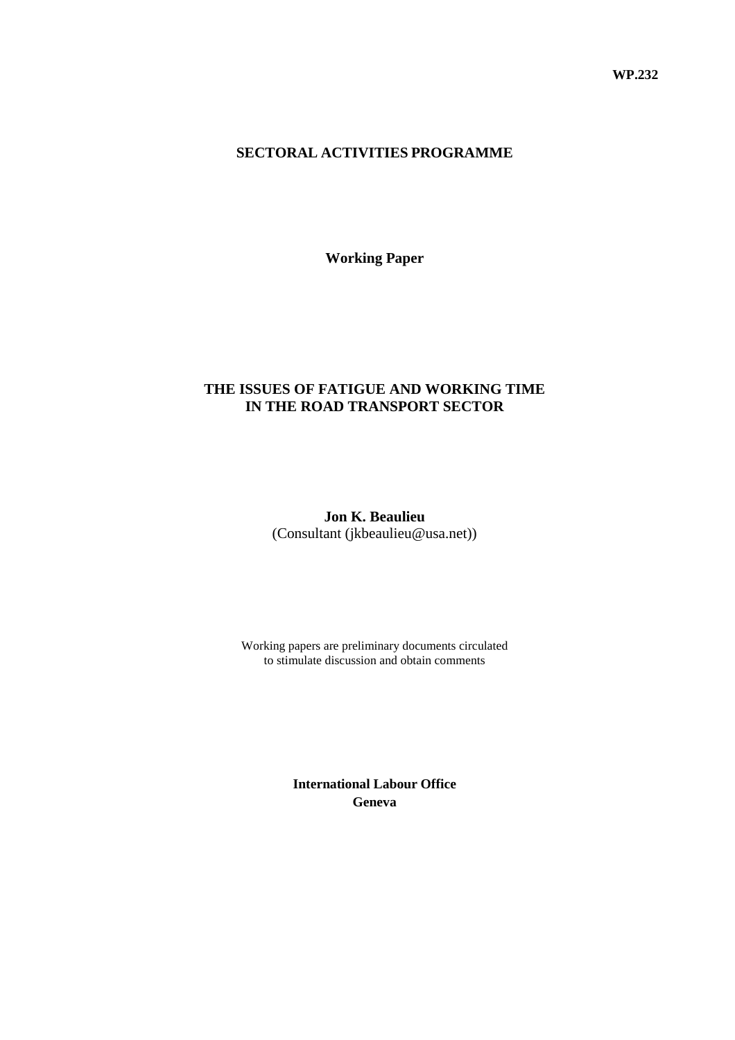**WP.232**

**SECTORAL ACTIVITIES PROGRAMME**

**Working Paper**

# THE ISSUES OF FATIGUE AND WORKING TIME IN THE ROAD TRANSPORT SECTOR

**Jon K. Beaulieu**
(Consultant (jkbeaulieu@usa.net))

Working papers are preliminary documents circulated to stimulate discussion and obtain comments

**International Labour Office**
**Geneva**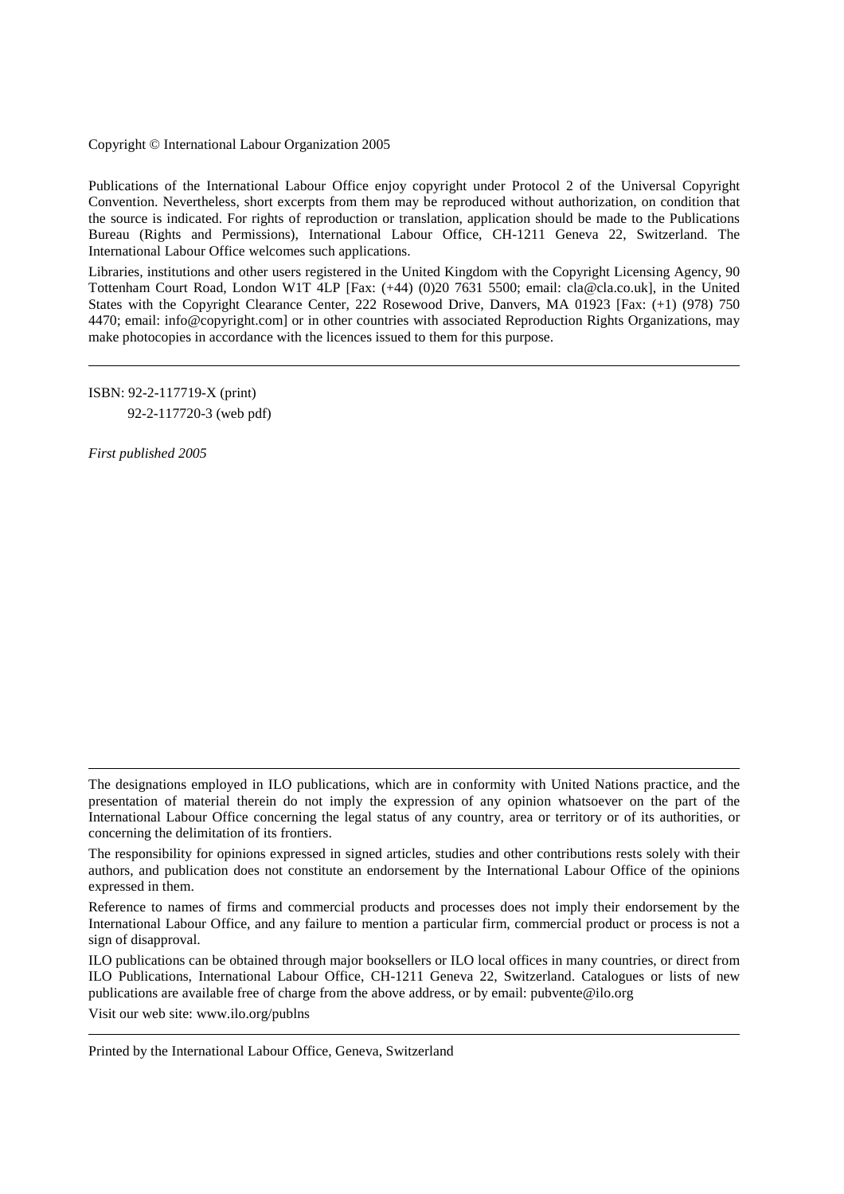Copyright © International Labour Organization 2005

Publications of the International Labour Office enjoy copyright under Protocol 2 of the Universal Copyright Convention. Nevertheless, short excerpts from them may be reproduced without authorization, on condition that the source is indicated. For rights of reproduction or translation, application should be made to the Publications Bureau (Rights and Permissions), International Labour Office, CH-1211 Geneva 22, Switzerland. The International Labour Office welcomes such applications.

Libraries, institutions and other users registered in the United Kingdom with the Copyright Licensing Agency, 90 Tottenham Court Road, London W1T 4LP [Fax: (+44) (0)20 7631 5500; email: cla@cla.co.uk], in the United States with the Copyright Clearance Center, 222 Rosewood Drive, Danvers, MA 01923 [Fax: (+1) (978) 750 4470; email: info@copyright.com] or in other countries with associated Reproduction Rights Organizations, may make photocopies in accordance with the licences issued to them for this purpose.

---

ISBN: 92-2-117719-X (print)
92-2-117720-3 (web pdf)

*First published 2005*

---

The designations employed in ILO publications, which are in conformity with United Nations practice, and the presentation of material therein do not imply the expression of any opinion whatsoever on the part of the International Labour Office concerning the legal status of any country, area or territory or of its authorities, or concerning the delimitation of its frontiers.

The responsibility for opinions expressed in signed articles, studies and other contributions rests solely with their authors, and publication does not constitute an endorsement by the International Labour Office of the opinions expressed in them.

Reference to names of firms and commercial products and processes does not imply their endorsement by the International Labour Office, and any failure to mention a particular firm, commercial product or process is not a sign of disapproval.

ILO publications can be obtained through major booksellers or ILO local offices in many countries, or direct from ILO Publications, International Labour Office, CH-1211 Geneva 22, Switzerland. Catalogues or lists of new publications are available free of charge from the above address, or by email: pubvente@ilo.org

Visit our web site: www.ilo.org/publns

---

Printed by the International Labour Office, Geneva, Switzerland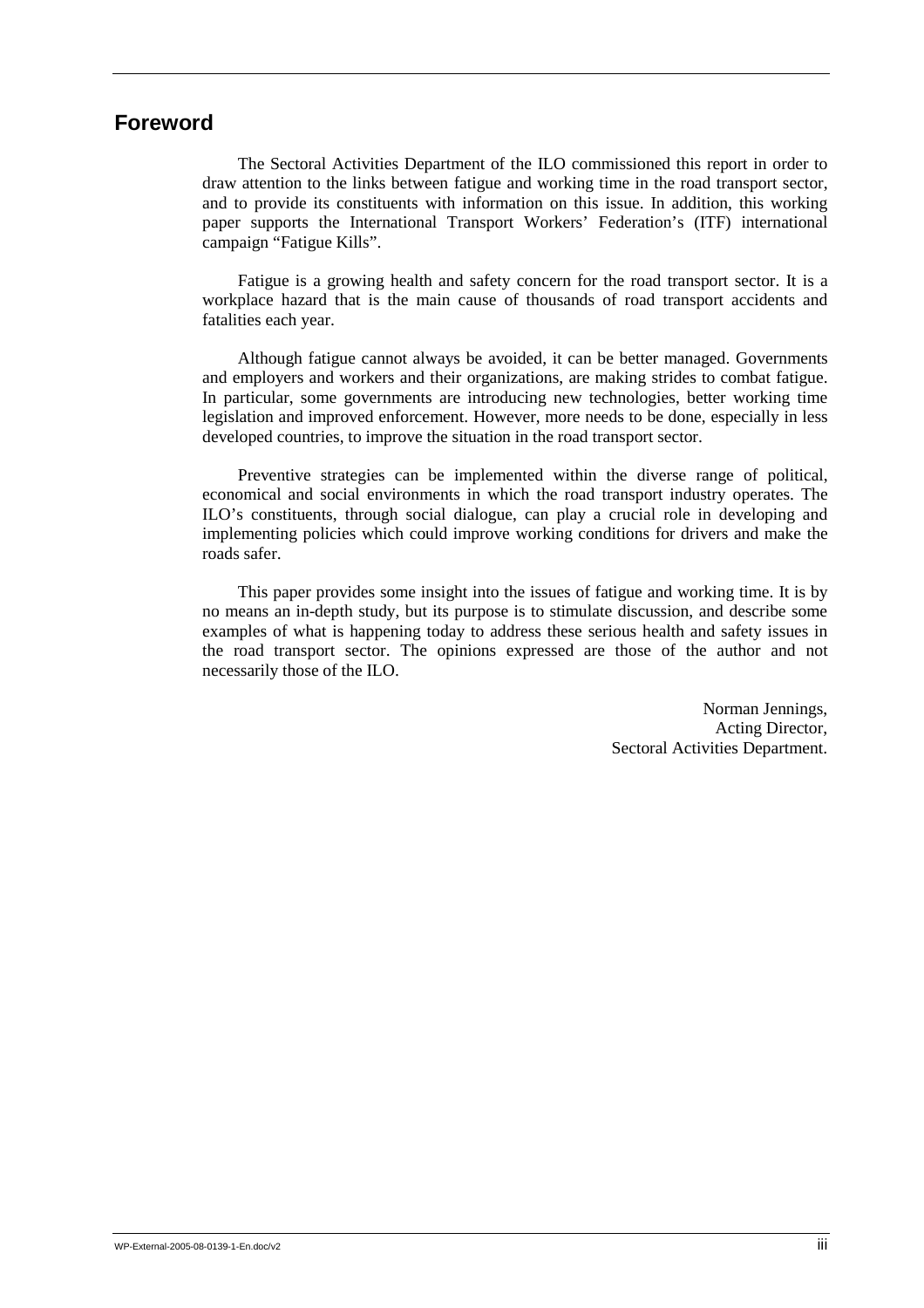## Foreword

The Sectoral Activities Department of the ILO commissioned this report in order to draw attention to the links between fatigue and working time in the road transport sector, and to provide its constituents with information on this issue. In addition, this working paper supports the International Transport Workers' Federation's (ITF) international campaign "Fatigue Kills".

Fatigue is a growing health and safety concern for the road transport sector. It is a workplace hazard that is the main cause of thousands of road transport accidents and fatalities each year.

Although fatigue cannot always be avoided, it can be better managed. Governments and employers and workers and their organizations, are making strides to combat fatigue. In particular, some governments are introducing new technologies, better working time legislation and improved enforcement. However, more needs to be done, especially in less developed countries, to improve the situation in the road transport sector.

Preventive strategies can be implemented within the diverse range of political, economical and social environments in which the road transport industry operates. The ILO's constituents, through social dialogue, can play a crucial role in developing and implementing policies which could improve working conditions for drivers and make the roads safer.

This paper provides some insight into the issues of fatigue and working time. It is by no means an in-depth study, but its purpose is to stimulate discussion, and describe some examples of what is happening today to address these serious health and safety issues in the road transport sector. The opinions expressed are those of the author and not necessarily those of the ILO.

Norman Jennings,
Acting Director,
Sectoral Activities Department.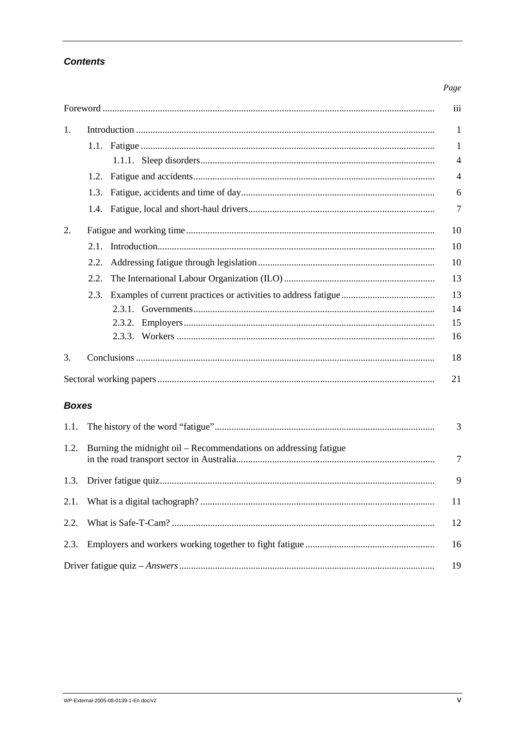### *Contents*

| | Page |
|---|---|
| Foreword | iii |
| 1. Introduction | 1 |
| 1.1. Fatigue | 1 |
| 1.1.1. Sleep disorders | 4 |
| 1.2. Fatigue and accidents | 4 |
| 1.3. Fatigue, accidents and time of day | 6 |
| 1.4. Fatigue, local and short-haul drivers | 7 |
| 2. Fatigue and working time | 10 |
| 2.1. Introduction | 10 |
| 2.2. Addressing fatigue through legislation | 10 |
| 2.2. The International Labour Organization (ILO) | 13 |
| 2.3. Examples of current practices or activities to address fatigue | 13 |
| 2.3.1. Governments | 14 |
| 2.3.2. Employers | 15 |
| 2.3.3. Workers | 16 |
| 3. Conclusions | 18 |
| Sectoral working papers | 21 |

### *Boxes*

| | |
|---|---|
| 1.1. The history of the word "fatigue" | 3 |
| 1.2. Burning the midnight oil – Recommendations on addressing fatigue in the road transport sector in Australia | 7 |
| 1.3. Driver fatigue quiz | 9 |
| 2.1. What is a digital tachograph? | 11 |
| 2.2. What is Safe-T-Cam? | 12 |
| 2.3. Employers and workers working together to fight fatigue | 16 |
| Driver fatigue quiz – *Answers* | 19 |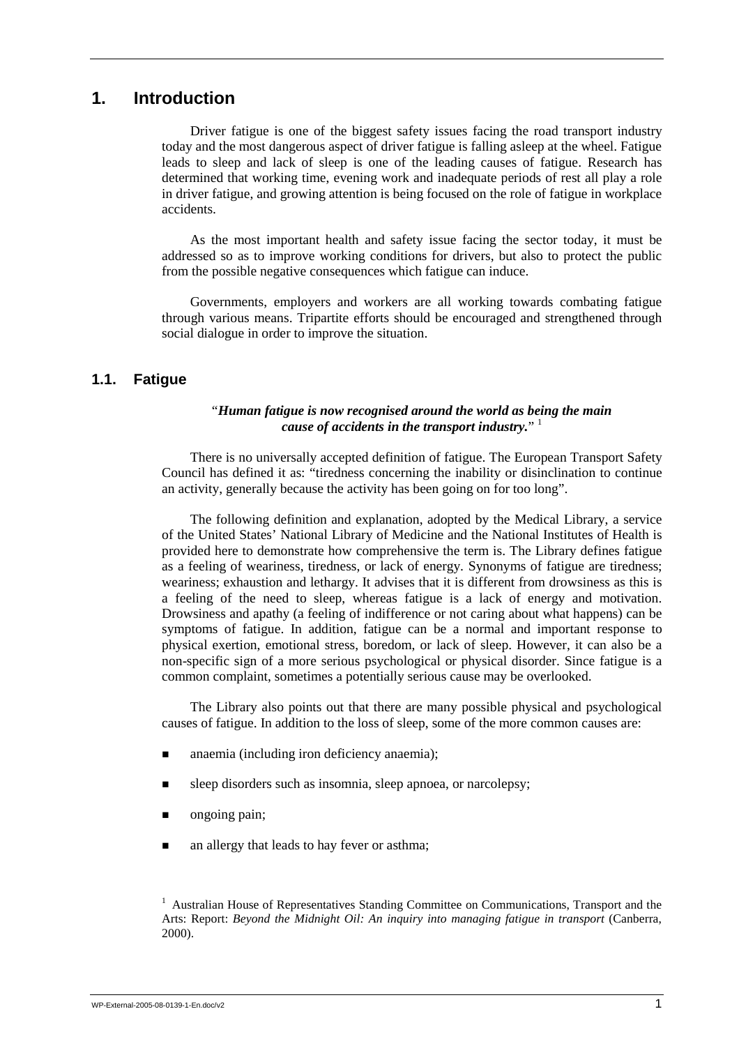# 1. Introduction

Driver fatigue is one of the biggest safety issues facing the road transport industry today and the most dangerous aspect of driver fatigue is falling asleep at the wheel. Fatigue leads to sleep and lack of sleep is one of the leading causes of fatigue. Research has determined that working time, evening work and inadequate periods of rest all play a role in driver fatigue, and growing attention is being focused on the role of fatigue in workplace accidents.

As the most important health and safety issue facing the sector today, it must be addressed so as to improve working conditions for drivers, but also to protect the public from the possible negative consequences which fatigue can induce.

Governments, employers and workers are all working towards combating fatigue through various means. Tripartite efforts should be encouraged and strengthened through social dialogue in order to improve the situation.

## 1.1. Fatigue

> "***Human fatigue is now recognised around the world as being the main cause of accidents in the transport industry.***" [1]

There is no universally accepted definition of fatigue. The European Transport Safety Council has defined it as: "tiredness concerning the inability or disinclination to continue an activity, generally because the activity has been going on for too long".

The following definition and explanation, adopted by the Medical Library, a service of the United States' National Library of Medicine and the National Institutes of Health is provided here to demonstrate how comprehensive the term is. The Library defines fatigue as a feeling of weariness, tiredness, or lack of energy. Synonyms of fatigue are tiredness; weariness; exhaustion and lethargy. It advises that it is different from drowsiness as this is a feeling of the need to sleep, whereas fatigue is a lack of energy and motivation. Drowsiness and apathy (a feeling of indifference or not caring about what happens) can be symptoms of fatigue. In addition, fatigue can be a normal and important response to physical exertion, emotional stress, boredom, or lack of sleep. However, it can also be a non-specific sign of a more serious psychological or physical disorder. Since fatigue is a common complaint, sometimes a potentially serious cause may be overlooked.

The Library also points out that there are many possible physical and psychological causes of fatigue. In addition to the loss of sleep, some of the more common causes are:

- anaemia (including iron deficiency anaemia);
- sleep disorders such as insomnia, sleep apnoea, or narcolepsy;
- ongoing pain;
- an allergy that leads to hay fever or asthma;

[1] Australian House of Representatives Standing Committee on Communications, Transport and the Arts: Report: *Beyond the Midnight Oil: An inquiry into managing fatigue in transport* (Canberra, 2000).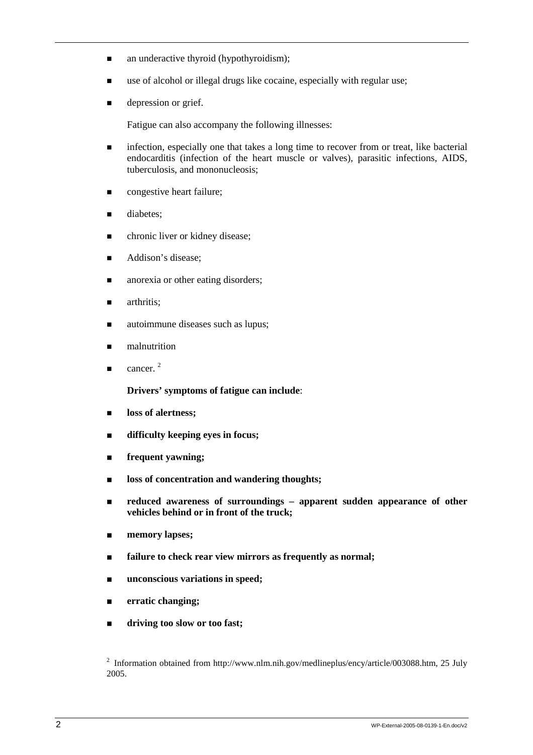- an underactive thyroid (hypothyroidism);
- use of alcohol or illegal drugs like cocaine, especially with regular use;
- depression or grief.

Fatigue can also accompany the following illnesses:

- infection, especially one that takes a long time to recover from or treat, like bacterial endocarditis (infection of the heart muscle or valves), parasitic infections, AIDS, tuberculosis, and mononucleosis;
- congestive heart failure;
- diabetes;
- chronic liver or kidney disease;
- Addison's disease;
- anorexia or other eating disorders;
- arthritis;
- autoimmune diseases such as lupus;
- malnutrition
- cancer. [2]

**Drivers' symptoms of fatigue can include**:

- **loss of alertness;**
- **difficulty keeping eyes in focus;**
- **frequent yawning;**
- **loss of concentration and wandering thoughts;**
- **reduced awareness of surroundings – apparent sudden appearance of other vehicles behind or in front of the truck;**
- **memory lapses;**
- **failure to check rear view mirrors as frequently as normal;**
- **unconscious variations in speed;**
- **erratic changing;**
- **driving too slow or too fast;**

[2] Information obtained from http://www.nlm.nih.gov/medlineplus/ency/article/003088.htm, 25 July 2005.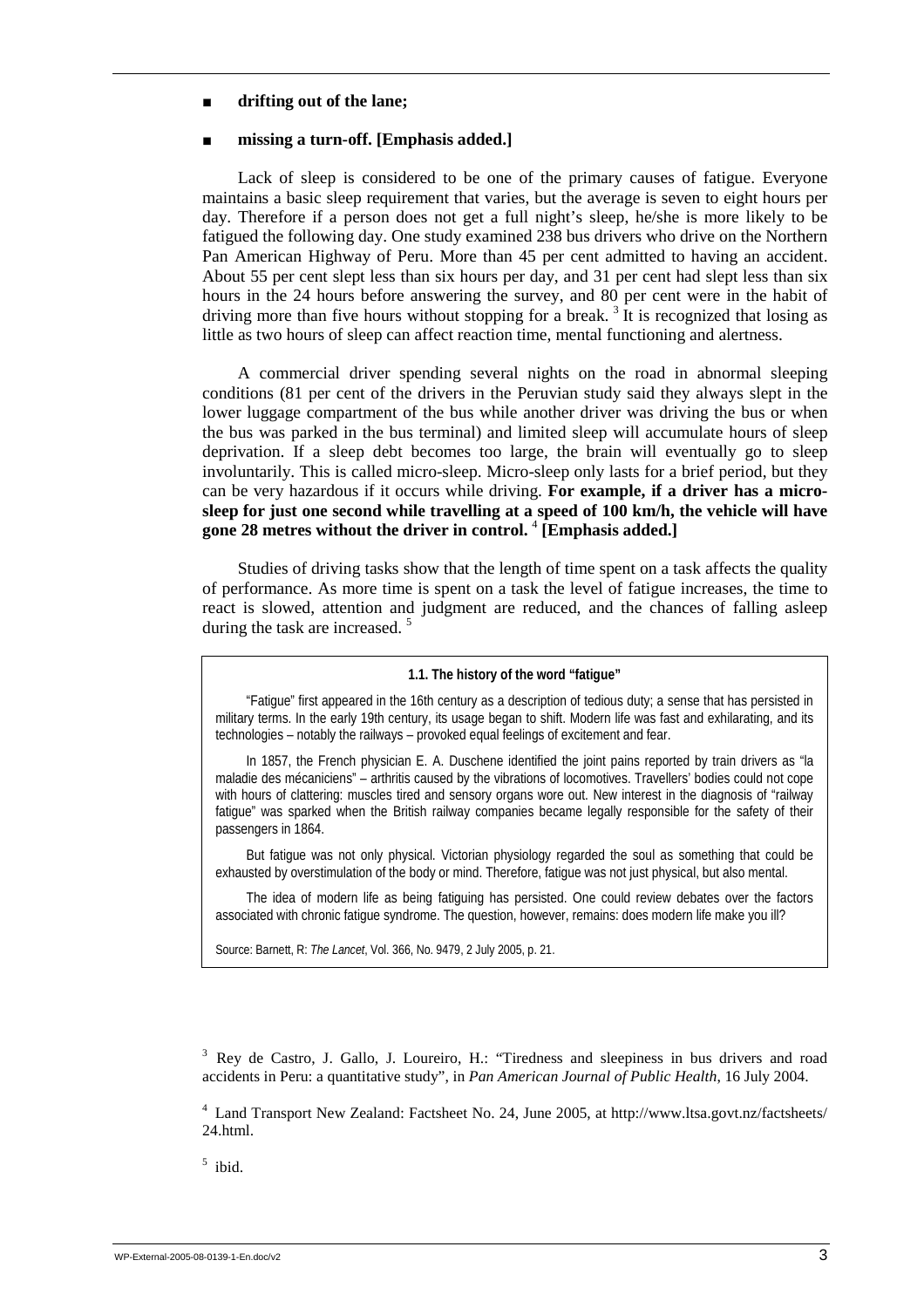- **drifting out of the lane;**
- **missing a turn-off. [Emphasis added.]**

Lack of sleep is considered to be one of the primary causes of fatigue. Everyone maintains a basic sleep requirement that varies, but the average is seven to eight hours per day. Therefore if a person does not get a full night's sleep, he/she is more likely to be fatigued the following day. One study examined 238 bus drivers who drive on the Northern Pan American Highway of Peru. More than 45 per cent admitted to having an accident. About 55 per cent slept less than six hours per day, and 31 per cent had slept less than six hours in the 24 hours before answering the survey, and 80 per cent were in the habit of driving more than five hours without stopping for a break. [3] It is recognized that losing as little as two hours of sleep can affect reaction time, mental functioning and alertness.

A commercial driver spending several nights on the road in abnormal sleeping conditions (81 per cent of the drivers in the Peruvian study said they always slept in the lower luggage compartment of the bus while another driver was driving the bus or when the bus was parked in the bus terminal) and limited sleep will accumulate hours of sleep deprivation. If a sleep debt becomes too large, the brain will eventually go to sleep involuntarily. This is called micro-sleep. Micro-sleep only lasts for a brief period, but they can be very hazardous if it occurs while driving. **For example, if a driver has a micro-sleep for just one second while travelling at a speed of 100 km/h, the vehicle will have gone 28 metres without the driver in control.** [4] **[Emphasis added.]**

Studies of driving tasks show that the length of time spent on a task affects the quality of performance. As more time is spent on a task the level of fatigue increases, the time to react is slowed, attention and judgment are reduced, and the chances of falling asleep during the task are increased. [5]

> **1.1. The history of the word "fatigue"**
>
> "Fatigue" first appeared in the 16th century as a description of tedious duty; a sense that has persisted in military terms. In the early 19th century, its usage began to shift. Modern life was fast and exhilarating, and its technologies – notably the railways – provoked equal feelings of excitement and fear.
>
> In 1857, the French physician E. A. Duschene identified the joint pains reported by train drivers as "la maladie des mécaniciens" – arthritis caused by the vibrations of locomotives. Travellers' bodies could not cope with hours of clattering: muscles tired and sensory organs wore out. New interest in the diagnosis of "railway fatigue" was sparked when the British railway companies became legally responsible for the safety of their passengers in 1864.
>
> But fatigue was not only physical. Victorian physiology regarded the soul as something that could be exhausted by overstimulation of the body or mind. Therefore, fatigue was not just physical, but also mental.
>
> The idea of modern life as being fatiguing has persisted. One could review debates over the factors associated with chronic fatigue syndrome. The question, however, remains: does modern life make you ill?
>
> Source: Barnett, R: *The Lancet*, Vol. 366, No. 9479, 2 July 2005, p. 21.

[3] Rey de Castro, J. Gallo, J. Loureiro, H.: "Tiredness and sleepiness in bus drivers and road accidents in Peru: a quantitative study", in *Pan American Journal of Public Health*, 16 July 2004.

[4] Land Transport New Zealand: Factsheet No. 24, June 2005, at http://www.ltsa.govt.nz/factsheets/24.html.

[5] ibid.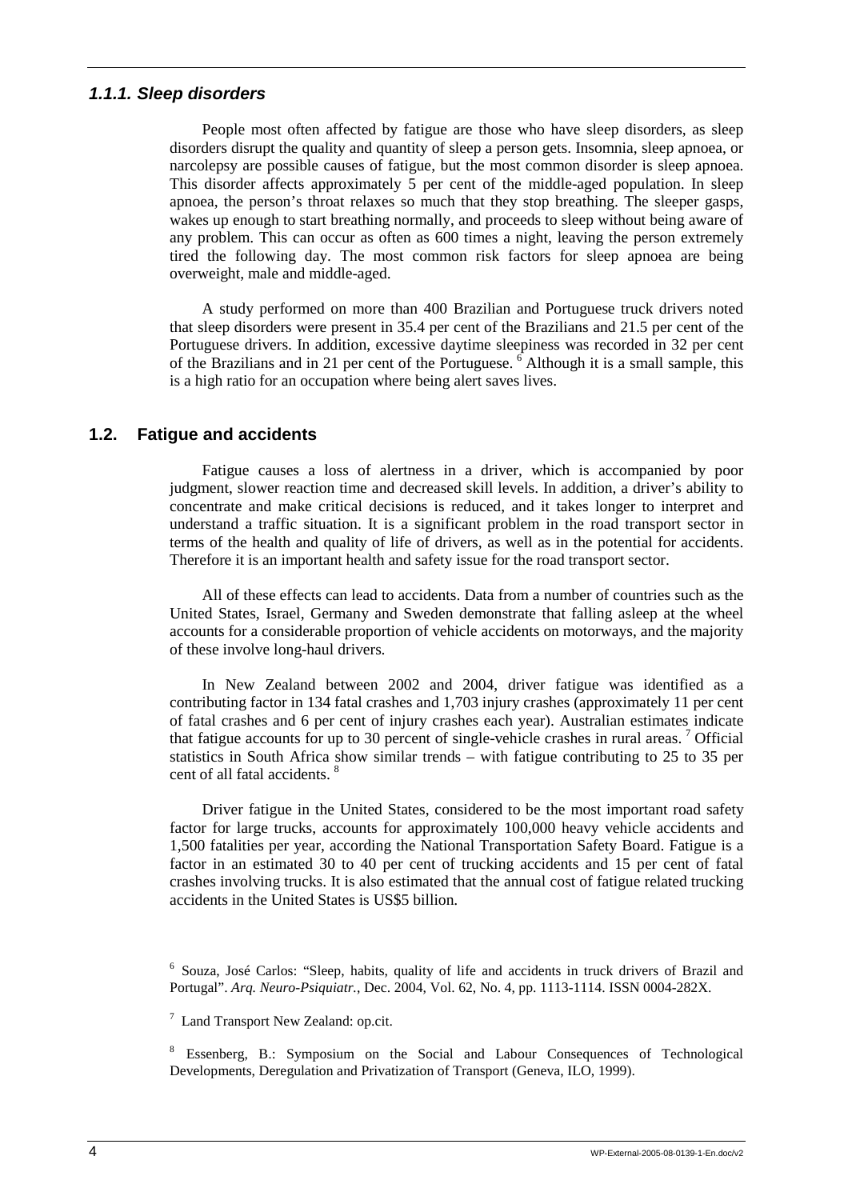### *1.1.1. Sleep disorders*

People most often affected by fatigue are those who have sleep disorders, as sleep disorders disrupt the quality and quantity of sleep a person gets. Insomnia, sleep apnoea, or narcolepsy are possible causes of fatigue, but the most common disorder is sleep apnoea. This disorder affects approximately 5 per cent of the middle-aged population. In sleep apnoea, the person's throat relaxes so much that they stop breathing. The sleeper gasps, wakes up enough to start breathing normally, and proceeds to sleep without being aware of any problem. This can occur as often as 600 times a night, leaving the person extremely tired the following day. The most common risk factors for sleep apnoea are being overweight, male and middle-aged.

A study performed on more than 400 Brazilian and Portuguese truck drivers noted that sleep disorders were present in 35.4 per cent of the Brazilians and 21.5 per cent of the Portuguese drivers. In addition, excessive daytime sleepiness was recorded in 32 per cent of the Brazilians and in 21 per cent of the Portuguese. [6] Although it is a small sample, this is a high ratio for an occupation where being alert saves lives.

## 1.2. Fatigue and accidents

Fatigue causes a loss of alertness in a driver, which is accompanied by poor judgment, slower reaction time and decreased skill levels. In addition, a driver's ability to concentrate and make critical decisions is reduced, and it takes longer to interpret and understand a traffic situation. It is a significant problem in the road transport sector in terms of the health and quality of life of drivers, as well as in the potential for accidents. Therefore it is an important health and safety issue for the road transport sector.

All of these effects can lead to accidents. Data from a number of countries such as the United States, Israel, Germany and Sweden demonstrate that falling asleep at the wheel accounts for a considerable proportion of vehicle accidents on motorways, and the majority of these involve long-haul drivers.

In New Zealand between 2002 and 2004, driver fatigue was identified as a contributing factor in 134 fatal crashes and 1,703 injury crashes (approximately 11 per cent of fatal crashes and 6 per cent of injury crashes each year). Australian estimates indicate that fatigue accounts for up to 30 percent of single-vehicle crashes in rural areas. [7] Official statistics in South Africa show similar trends – with fatigue contributing to 25 to 35 per cent of all fatal accidents. [8]

Driver fatigue in the United States, considered to be the most important road safety factor for large trucks, accounts for approximately 100,000 heavy vehicle accidents and 1,500 fatalities per year, according the National Transportation Safety Board. Fatigue is a factor in an estimated 30 to 40 per cent of trucking accidents and 15 per cent of fatal crashes involving trucks. It is also estimated that the annual cost of fatigue related trucking accidents in the United States is US$5 billion.

---

[6] Souza, José Carlos: "Sleep, habits, quality of life and accidents in truck drivers of Brazil and Portugal". *Arq. Neuro-Psiquiatr.*, Dec. 2004, Vol. 62, No. 4, pp. 1113-1114. ISSN 0004-282X.

[7] Land Transport New Zealand: op.cit.

[8] Essenberg, B.: Symposium on the Social and Labour Consequences of Technological Developments, Deregulation and Privatization of Transport (Geneva, ILO, 1999).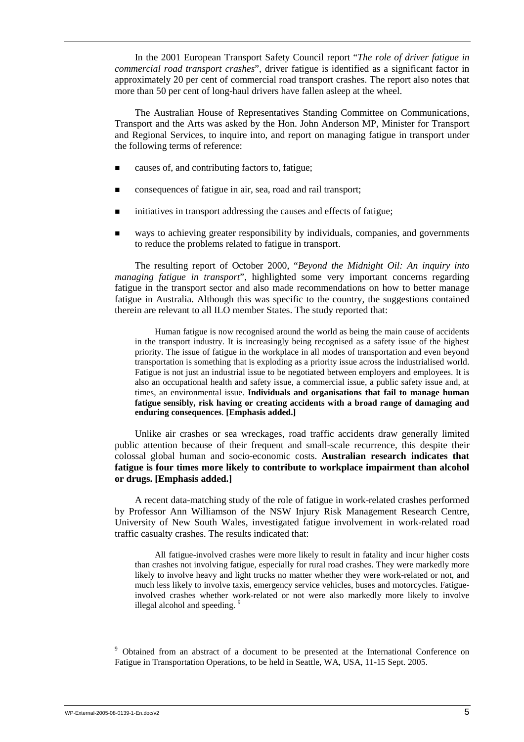In the 2001 European Transport Safety Council report "*The role of driver fatigue in commercial road transport crashes*", driver fatigue is identified as a significant factor in approximately 20 per cent of commercial road transport crashes. The report also notes that more than 50 per cent of long-haul drivers have fallen asleep at the wheel.

The Australian House of Representatives Standing Committee on Communications, Transport and the Arts was asked by the Hon. John Anderson MP, Minister for Transport and Regional Services, to inquire into, and report on managing fatigue in transport under the following terms of reference:

- causes of, and contributing factors to, fatigue;
- consequences of fatigue in air, sea, road and rail transport;
- initiatives in transport addressing the causes and effects of fatigue;
- ways to achieving greater responsibility by individuals, companies, and governments to reduce the problems related to fatigue in transport.

The resulting report of October 2000, "*Beyond the Midnight Oil: An inquiry into managing fatigue in transport*", highlighted some very important concerns regarding fatigue in the transport sector and also made recommendations on how to better manage fatigue in Australia. Although this was specific to the country, the suggestions contained therein are relevant to all ILO member States. The study reported that:

> Human fatigue is now recognised around the world as being the main cause of accidents in the transport industry. It is increasingly being recognised as a safety issue of the highest priority. The issue of fatigue in the workplace in all modes of transportation and even beyond transportation is something that is exploding as a priority issue across the industrialised world. Fatigue is not just an industrial issue to be negotiated between employers and employees. It is also an occupational health and safety issue, a commercial issue, a public safety issue and, at times, an environmental issue. **Individuals and organisations that fail to manage human fatigue sensibly, risk having or creating accidents with a broad range of damaging and enduring consequences**. **[Emphasis added.]**

Unlike air crashes or sea wreckages, road traffic accidents draw generally limited public attention because of their frequent and small-scale recurrence, this despite their colossal global human and socio-economic costs. **Australian research indicates that fatigue is four times more likely to contribute to workplace impairment than alcohol or drugs. [Emphasis added.]**

A recent data-matching study of the role of fatigue in work-related crashes performed by Professor Ann Williamson of the NSW Injury Risk Management Research Centre, University of New South Wales, investigated fatigue involvement in work-related road traffic casualty crashes. The results indicated that:

> All fatigue-involved crashes were more likely to result in fatality and incur higher costs than crashes not involving fatigue, especially for rural road crashes. They were markedly more likely to involve heavy and light trucks no matter whether they were work-related or not, and much less likely to involve taxis, emergency service vehicles, buses and motorcycles. Fatigue-involved crashes whether work-related or not were also markedly more likely to involve illegal alcohol and speeding. [9]

[9] Obtained from an abstract of a document to be presented at the International Conference on Fatigue in Transportation Operations, to be held in Seattle, WA, USA, 11-15 Sept. 2005.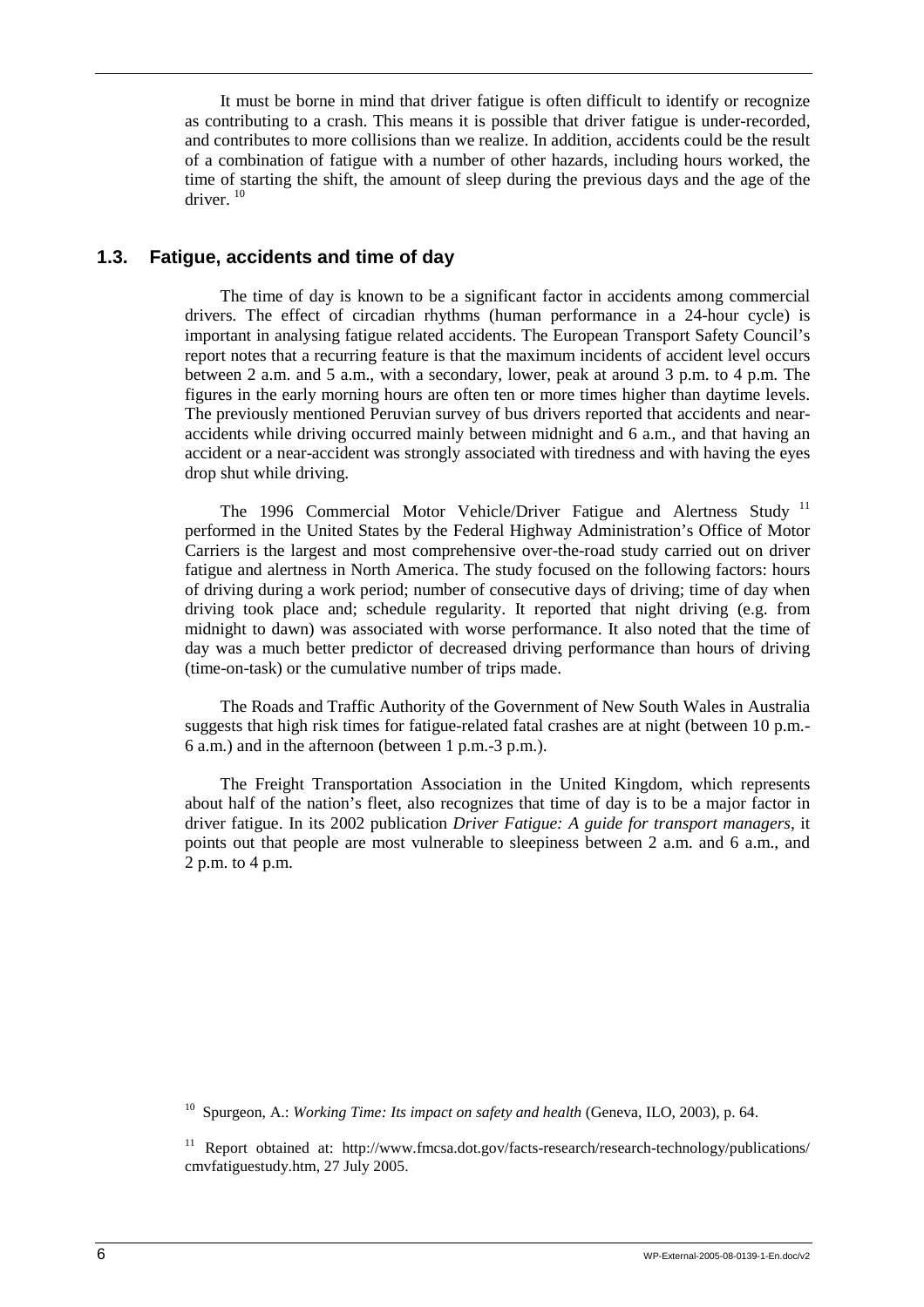It must be borne in mind that driver fatigue is often difficult to identify or recognize as contributing to a crash. This means it is possible that driver fatigue is under-recorded, and contributes to more collisions than we realize. In addition, accidents could be the result of a combination of fatigue with a number of other hazards, including hours worked, the time of starting the shift, the amount of sleep during the previous days and the age of the driver. [10]

## 1.3. Fatigue, accidents and time of day

The time of day is known to be a significant factor in accidents among commercial drivers. The effect of circadian rhythms (human performance in a 24-hour cycle) is important in analysing fatigue related accidents. The European Transport Safety Council's report notes that a recurring feature is that the maximum incidents of accident level occurs between 2 a.m. and 5 a.m., with a secondary, lower, peak at around 3 p.m. to 4 p.m. The figures in the early morning hours are often ten or more times higher than daytime levels. The previously mentioned Peruvian survey of bus drivers reported that accidents and near-accidents while driving occurred mainly between midnight and 6 a.m., and that having an accident or a near-accident was strongly associated with tiredness and with having the eyes drop shut while driving.

The 1996 Commercial Motor Vehicle/Driver Fatigue and Alertness Study [11] performed in the United States by the Federal Highway Administration's Office of Motor Carriers is the largest and most comprehensive over-the-road study carried out on driver fatigue and alertness in North America. The study focused on the following factors: hours of driving during a work period; number of consecutive days of driving; time of day when driving took place and; schedule regularity. It reported that night driving (e.g. from midnight to dawn) was associated with worse performance. It also noted that the time of day was a much better predictor of decreased driving performance than hours of driving (time-on-task) or the cumulative number of trips made.

The Roads and Traffic Authority of the Government of New South Wales in Australia suggests that high risk times for fatigue-related fatal crashes are at night (between 10 p.m.-6 a.m.) and in the afternoon (between 1 p.m.-3 p.m.).

The Freight Transportation Association in the United Kingdom, which represents about half of the nation's fleet, also recognizes that time of day is to be a major factor in driver fatigue. In its 2002 publication *Driver Fatigue: A guide for transport managers*, it points out that people are most vulnerable to sleepiness between 2 a.m. and 6 a.m., and 2 p.m. to 4 p.m.

---

[10] Spurgeon, A.: *Working Time: Its impact on safety and health* (Geneva, ILO, 2003), p. 64.

[11] Report obtained at: http://www.fmcsa.dot.gov/facts-research/research-technology/publications/cmvfatiguestudy.htm, 27 July 2005.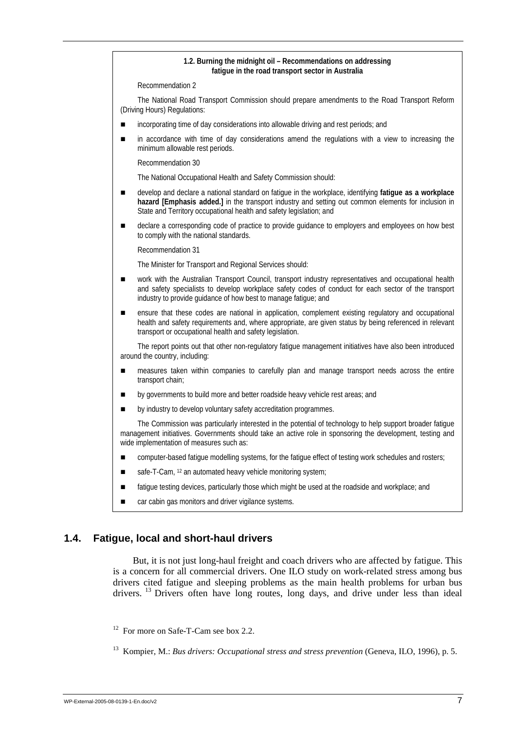**1.2. Burning the midnight oil – Recommendations on addressing fatigue in the road transport sector in Australia**

Recommendation 2

The National Road Transport Commission should prepare amendments to the Road Transport Reform (Driving Hours) Regulations:

- incorporating time of day considerations into allowable driving and rest periods; and
- in accordance with time of day considerations amend the regulations with a view to increasing the minimum allowable rest periods.

Recommendation 30

The National Occupational Health and Safety Commission should:

- develop and declare a national standard on fatigue in the workplace, identifying **fatigue as a workplace hazard [Emphasis added.]** in the transport industry and setting out common elements for inclusion in State and Territory occupational health and safety legislation; and
- declare a corresponding code of practice to provide guidance to employers and employees on how best to comply with the national standards.

Recommendation 31

The Minister for Transport and Regional Services should:

- work with the Australian Transport Council, transport industry representatives and occupational health and safety specialists to develop workplace safety codes of conduct for each sector of the transport industry to provide guidance of how best to manage fatigue; and
- ensure that these codes are national in application, complement existing regulatory and occupational health and safety requirements and, where appropriate, are given status by being referenced in relevant transport or occupational health and safety legislation.

The report points out that other non-regulatory fatigue management initiatives have also been introduced around the country, including:

- measures taken within companies to carefully plan and manage transport needs across the entire transport chain;
- by governments to build more and better roadside heavy vehicle rest areas; and
- by industry to develop voluntary safety accreditation programmes.

The Commission was particularly interested in the potential of technology to help support broader fatigue management initiatives. Governments should take an active role in sponsoring the development, testing and wide implementation of measures such as:

- computer-based fatigue modelling systems, for the fatigue effect of testing work schedules and rosters;
- safe-T-Cam, [12] an automated heavy vehicle monitoring system;
- fatigue testing devices, particularly those which might be used at the roadside and workplace; and
- car cabin gas monitors and driver vigilance systems.

## 1.4. Fatigue, local and short-haul drivers

But, it is not just long-haul freight and coach drivers who are affected by fatigue. This is a concern for all commercial drivers. One ILO study on work-related stress among bus drivers cited fatigue and sleeping problems as the main health problems for urban bus drivers. [13] Drivers often have long routes, long days, and drive under less than ideal

[12] For more on Safe-T-Cam see box 2.2.

[13] Kompier, M.: *Bus drivers: Occupational stress and stress prevention* (Geneva, ILO, 1996), p. 5.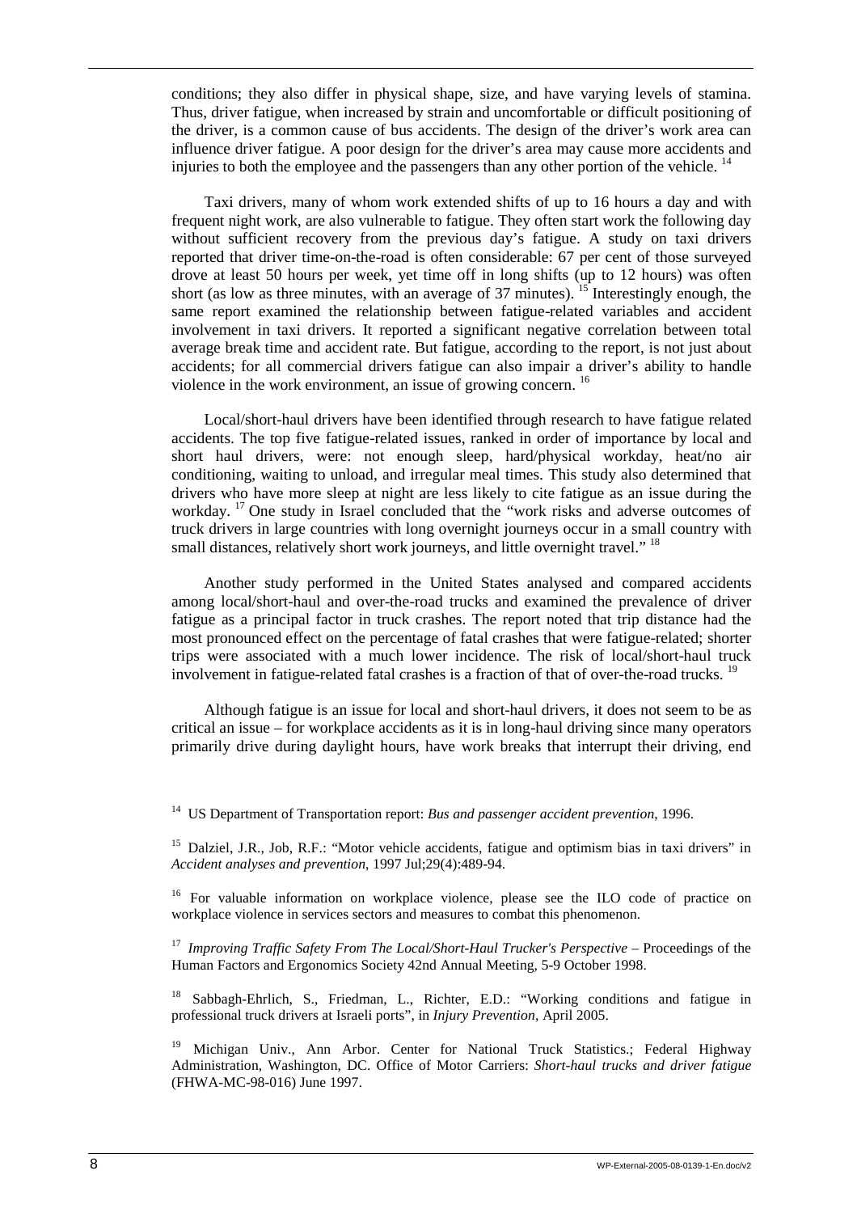conditions; they also differ in physical shape, size, and have varying levels of stamina. Thus, driver fatigue, when increased by strain and uncomfortable or difficult positioning of the driver, is a common cause of bus accidents. The design of the driver's work area can influence driver fatigue. A poor design for the driver's area may cause more accidents and injuries to both the employee and the passengers than any other portion of the vehicle. [14]

Taxi drivers, many of whom work extended shifts of up to 16 hours a day and with frequent night work, are also vulnerable to fatigue. They often start work the following day without sufficient recovery from the previous day's fatigue. A study on taxi drivers reported that driver time-on-the-road is often considerable: 67 per cent of those surveyed drove at least 50 hours per week, yet time off in long shifts (up to 12 hours) was often short (as low as three minutes, with an average of 37 minutes). [15] Interestingly enough, the same report examined the relationship between fatigue-related variables and accident involvement in taxi drivers. It reported a significant negative correlation between total average break time and accident rate. But fatigue, according to the report, is not just about accidents; for all commercial drivers fatigue can also impair a driver's ability to handle violence in the work environment, an issue of growing concern. [16]

Local/short-haul drivers have been identified through research to have fatigue related accidents. The top five fatigue-related issues, ranked in order of importance by local and short haul drivers, were: not enough sleep, hard/physical workday, heat/no air conditioning, waiting to unload, and irregular meal times. This study also determined that drivers who have more sleep at night are less likely to cite fatigue as an issue during the workday. [17] One study in Israel concluded that the "work risks and adverse outcomes of truck drivers in large countries with long overnight journeys occur in a small country with small distances, relatively short work journeys, and little overnight travel." [18]

Another study performed in the United States analysed and compared accidents among local/short-haul and over-the-road trucks and examined the prevalence of driver fatigue as a principal factor in truck crashes. The report noted that trip distance had the most pronounced effect on the percentage of fatal crashes that were fatigue-related; shorter trips were associated with a much lower incidence. The risk of local/short-haul truck involvement in fatigue-related fatal crashes is a fraction of that of over-the-road trucks. [19]

Although fatigue is an issue for local and short-haul drivers, it does not seem to be as critical an issue – for workplace accidents as it is in long-haul driving since many operators primarily drive during daylight hours, have work breaks that interrupt their driving, end

---

[14] US Department of Transportation report: *Bus and passenger accident prevention*, 1996.

[15] Dalziel, J.R., Job, R.F.: "Motor vehicle accidents, fatigue and optimism bias in taxi drivers" in *Accident analyses and prevention*, 1997 Jul;29(4):489-94.

[16] For valuable information on workplace violence, please see the ILO code of practice on workplace violence in services sectors and measures to combat this phenomenon.

[17] *Improving Traffic Safety From The Local/Short-Haul Trucker's Perspective* – Proceedings of the Human Factors and Ergonomics Society 42nd Annual Meeting, 5-9 October 1998.

[18] Sabbagh-Ehrlich, S., Friedman, L., Richter, E.D.: "Working conditions and fatigue in professional truck drivers at Israeli ports", in *Injury Prevention*, April 2005.

[19] Michigan Univ., Ann Arbor. Center for National Truck Statistics.; Federal Highway Administration, Washington, DC. Office of Motor Carriers: *Short-haul trucks and driver fatigue* (FHWA-MC-98-016) June 1997.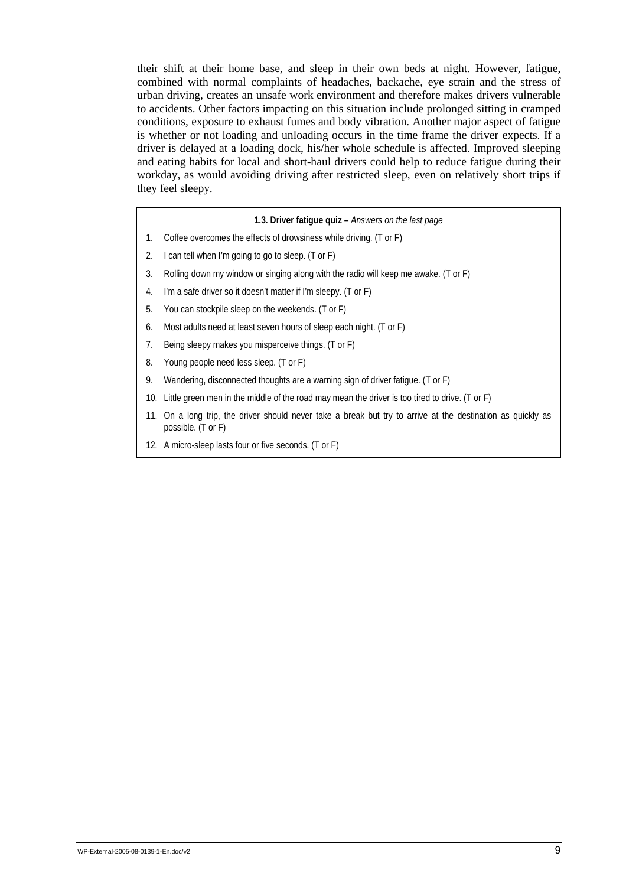their shift at their home base, and sleep in their own beds at night. However, fatigue, combined with normal complaints of headaches, backache, eye strain and the stress of urban driving, creates an unsafe work environment and therefore makes drivers vulnerable to accidents. Other factors impacting on this situation include prolonged sitting in cramped conditions, exposure to exhaust fumes and body vibration. Another major aspect of fatigue is whether or not loading and unloading occurs in the time frame the driver expects. If a driver is delayed at a loading dock, his/her whole schedule is affected. Improved sleeping and eating habits for local and short-haul drivers could help to reduce fatigue during their workday, as would avoiding driving after restricted sleep, even on relatively short trips if they feel sleepy.

**1.3. Driver fatigue quiz –** *Answers on the last page*

1. Coffee overcomes the effects of drowsiness while driving. (T or F)
2. I can tell when I'm going to go to sleep. (T or F)
3. Rolling down my window or singing along with the radio will keep me awake. (T or F)
4. I'm a safe driver so it doesn't matter if I'm sleepy. (T or F)
5. You can stockpile sleep on the weekends. (T or F)
6. Most adults need at least seven hours of sleep each night. (T or F)
7. Being sleepy makes you misperceive things. (T or F)
8. Young people need less sleep. (T or F)
9. Wandering, disconnected thoughts are a warning sign of driver fatigue. (T or F)
10. Little green men in the middle of the road may mean the driver is too tired to drive. (T or F)
11. On a long trip, the driver should never take a break but try to arrive at the destination as quickly as possible. (T or F)
12. A micro-sleep lasts four or five seconds. (T or F)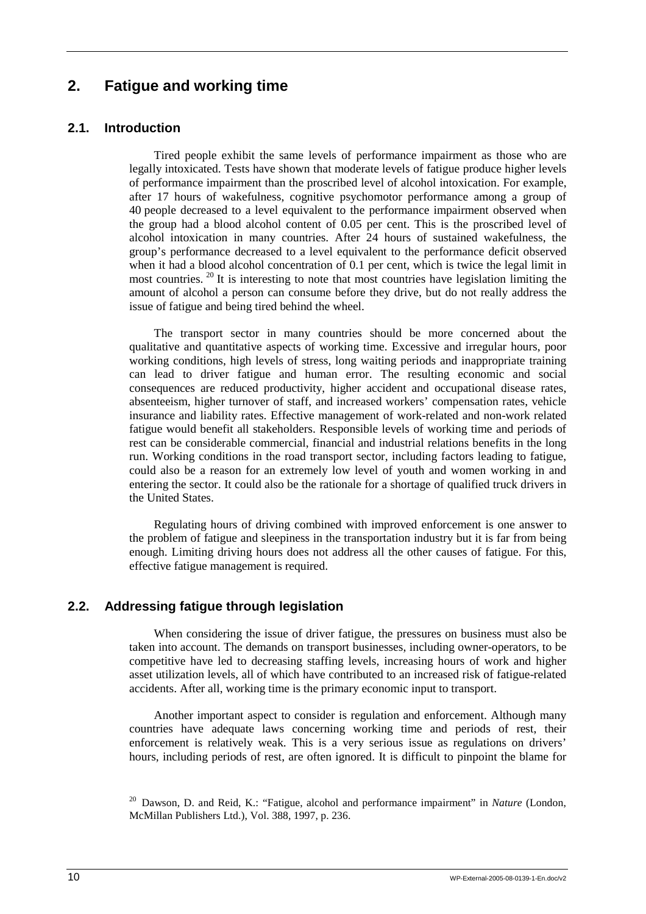# 2. Fatigue and working time

## 2.1. Introduction

Tired people exhibit the same levels of performance impairment as those who are legally intoxicated. Tests have shown that moderate levels of fatigue produce higher levels of performance impairment than the proscribed level of alcohol intoxication. For example, after 17 hours of wakefulness, cognitive psychomotor performance among a group of 40 people decreased to a level equivalent to the performance impairment observed when the group had a blood alcohol content of 0.05 per cent. This is the proscribed level of alcohol intoxication in many countries. After 24 hours of sustained wakefulness, the group's performance decreased to a level equivalent to the performance deficit observed when it had a blood alcohol concentration of 0.1 per cent, which is twice the legal limit in most countries. [20] It is interesting to note that most countries have legislation limiting the amount of alcohol a person can consume before they drive, but do not really address the issue of fatigue and being tired behind the wheel.

The transport sector in many countries should be more concerned about the qualitative and quantitative aspects of working time. Excessive and irregular hours, poor working conditions, high levels of stress, long waiting periods and inappropriate training can lead to driver fatigue and human error. The resulting economic and social consequences are reduced productivity, higher accident and occupational disease rates, absenteeism, higher turnover of staff, and increased workers' compensation rates, vehicle insurance and liability rates. Effective management of work-related and non-work related fatigue would benefit all stakeholders. Responsible levels of working time and periods of rest can be considerable commercial, financial and industrial relations benefits in the long run. Working conditions in the road transport sector, including factors leading to fatigue, could also be a reason for an extremely low level of youth and women working in and entering the sector. It could also be the rationale for a shortage of qualified truck drivers in the United States.

Regulating hours of driving combined with improved enforcement is one answer to the problem of fatigue and sleepiness in the transportation industry but it is far from being enough. Limiting driving hours does not address all the other causes of fatigue. For this, effective fatigue management is required.

## 2.2. Addressing fatigue through legislation

When considering the issue of driver fatigue, the pressures on business must also be taken into account. The demands on transport businesses, including owner-operators, to be competitive have led to decreasing staffing levels, increasing hours of work and higher asset utilization levels, all of which have contributed to an increased risk of fatigue-related accidents. After all, working time is the primary economic input to transport.

Another important aspect to consider is regulation and enforcement. Although many countries have adequate laws concerning working time and periods of rest, their enforcement is relatively weak. This is a very serious issue as regulations on drivers' hours, including periods of rest, are often ignored. It is difficult to pinpoint the blame for

[20] Dawson, D. and Reid, K.: "Fatigue, alcohol and performance impairment" in *Nature* (London, McMillan Publishers Ltd.), Vol. 388, 1997, p. 236.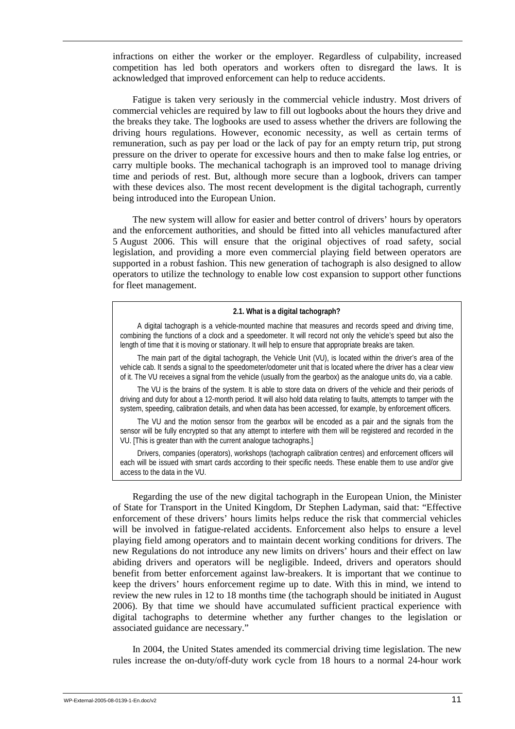infractions on either the worker or the employer. Regardless of culpability, increased competition has led both operators and workers often to disregard the laws. It is acknowledged that improved enforcement can help to reduce accidents.

Fatigue is taken very seriously in the commercial vehicle industry. Most drivers of commercial vehicles are required by law to fill out logbooks about the hours they drive and the breaks they take. The logbooks are used to assess whether the drivers are following the driving hours regulations. However, economic necessity, as well as certain terms of remuneration, such as pay per load or the lack of pay for an empty return trip, put strong pressure on the driver to operate for excessive hours and then to make false log entries, or carry multiple books. The mechanical tachograph is an improved tool to manage driving time and periods of rest. But, although more secure than a logbook, drivers can tamper with these devices also. The most recent development is the digital tachograph, currently being introduced into the European Union.

The new system will allow for easier and better control of drivers' hours by operators and the enforcement authorities, and should be fitted into all vehicles manufactured after 5 August 2006. This will ensure that the original objectives of road safety, social legislation, and providing a more even commercial playing field between operators are supported in a robust fashion. This new generation of tachograph is also designed to allow operators to utilize the technology to enable low cost expansion to support other functions for fleet management.

**2.1. What is a digital tachograph?**

A digital tachograph is a vehicle-mounted machine that measures and records speed and driving time, combining the functions of a clock and a speedometer. It will record not only the vehicle's speed but also the length of time that it is moving or stationary. It will help to ensure that appropriate breaks are taken.

The main part of the digital tachograph, the Vehicle Unit (VU), is located within the driver's area of the vehicle cab. It sends a signal to the speedometer/odometer unit that is located where the driver has a clear view of it. The VU receives a signal from the vehicle (usually from the gearbox) as the analogue units do, via a cable.

The VU is the brains of the system. It is able to store data on drivers of the vehicle and their periods of driving and duty for about a 12-month period. It will also hold data relating to faults, attempts to tamper with the system, speeding, calibration details, and when data has been accessed, for example, by enforcement officers.

The VU and the motion sensor from the gearbox will be encoded as a pair and the signals from the sensor will be fully encrypted so that any attempt to interfere with them will be registered and recorded in the VU. [This is greater than with the current analogue tachographs.]

Drivers, companies (operators), workshops (tachograph calibration centres) and enforcement officers will each will be issued with smart cards according to their specific needs. These enable them to use and/or give access to the data in the VU.

Regarding the use of the new digital tachograph in the European Union, the Minister of State for Transport in the United Kingdom, Dr Stephen Ladyman, said that: "Effective enforcement of these drivers' hours limits helps reduce the risk that commercial vehicles will be involved in fatigue-related accidents. Enforcement also helps to ensure a level playing field among operators and to maintain decent working conditions for drivers. The new Regulations do not introduce any new limits on drivers' hours and their effect on law abiding drivers and operators will be negligible. Indeed, drivers and operators should benefit from better enforcement against law-breakers. It is important that we continue to keep the drivers' hours enforcement regime up to date. With this in mind, we intend to review the new rules in 12 to 18 months time (the tachograph should be initiated in August 2006). By that time we should have accumulated sufficient practical experience with digital tachographs to determine whether any further changes to the legislation or associated guidance are necessary."

In 2004, the United States amended its commercial driving time legislation. The new rules increase the on-duty/off-duty work cycle from 18 hours to a normal 24-hour work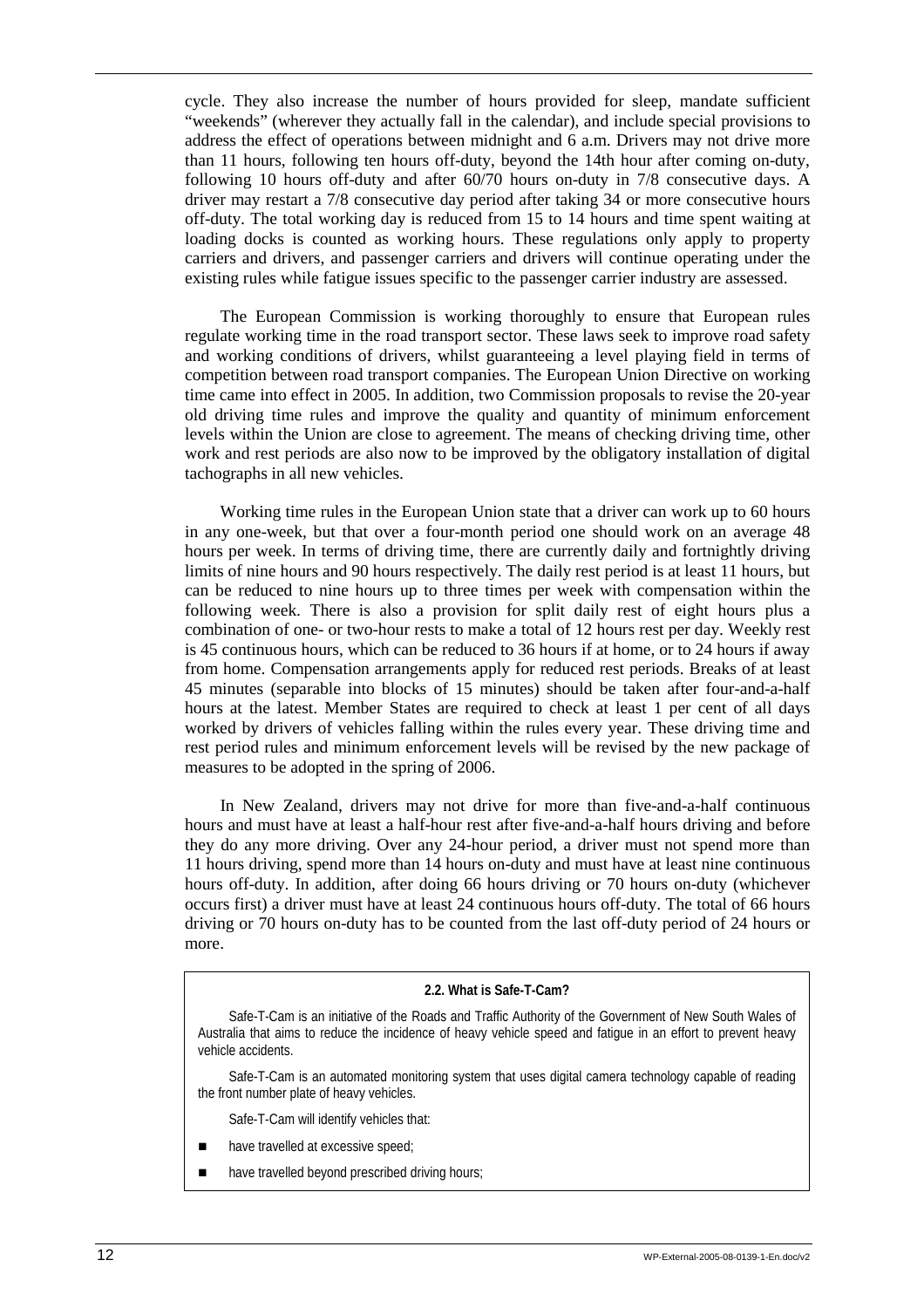cycle. They also increase the number of hours provided for sleep, mandate sufficient "weekends" (wherever they actually fall in the calendar), and include special provisions to address the effect of operations between midnight and 6 a.m. Drivers may not drive more than 11 hours, following ten hours off-duty, beyond the 14th hour after coming on-duty, following 10 hours off-duty and after 60/70 hours on-duty in 7/8 consecutive days. A driver may restart a 7/8 consecutive day period after taking 34 or more consecutive hours off-duty. The total working day is reduced from 15 to 14 hours and time spent waiting at loading docks is counted as working hours. These regulations only apply to property carriers and drivers, and passenger carriers and drivers will continue operating under the existing rules while fatigue issues specific to the passenger carrier industry are assessed.

The European Commission is working thoroughly to ensure that European rules regulate working time in the road transport sector. These laws seek to improve road safety and working conditions of drivers, whilst guaranteeing a level playing field in terms of competition between road transport companies. The European Union Directive on working time came into effect in 2005. In addition, two Commission proposals to revise the 20-year old driving time rules and improve the quality and quantity of minimum enforcement levels within the Union are close to agreement. The means of checking driving time, other work and rest periods are also now to be improved by the obligatory installation of digital tachographs in all new vehicles.

Working time rules in the European Union state that a driver can work up to 60 hours in any one-week, but that over a four-month period one should work on an average 48 hours per week. In terms of driving time, there are currently daily and fortnightly driving limits of nine hours and 90 hours respectively. The daily rest period is at least 11 hours, but can be reduced to nine hours up to three times per week with compensation within the following week. There is also a provision for split daily rest of eight hours plus a combination of one- or two-hour rests to make a total of 12 hours rest per day. Weekly rest is 45 continuous hours, which can be reduced to 36 hours if at home, or to 24 hours if away from home. Compensation arrangements apply for reduced rest periods. Breaks of at least 45 minutes (separable into blocks of 15 minutes) should be taken after four-and-a-half hours at the latest. Member States are required to check at least 1 per cent of all days worked by drivers of vehicles falling within the rules every year. These driving time and rest period rules and minimum enforcement levels will be revised by the new package of measures to be adopted in the spring of 2006.

In New Zealand, drivers may not drive for more than five-and-a-half continuous hours and must have at least a half-hour rest after five-and-a-half hours driving and before they do any more driving. Over any 24-hour period, a driver must not spend more than 11 hours driving, spend more than 14 hours on-duty and must have at least nine continuous hours off-duty. In addition, after doing 66 hours driving or 70 hours on-duty (whichever occurs first) a driver must have at least 24 continuous hours off-duty. The total of 66 hours driving or 70 hours on-duty has to be counted from the last off-duty period of 24 hours or more.

**2.2. What is Safe-T-Cam?**

Safe-T-Cam is an initiative of the Roads and Traffic Authority of the Government of New South Wales of Australia that aims to reduce the incidence of heavy vehicle speed and fatigue in an effort to prevent heavy vehicle accidents.

Safe-T-Cam is an automated monitoring system that uses digital camera technology capable of reading the front number plate of heavy vehicles.

Safe-T-Cam will identify vehicles that:

- have travelled at excessive speed;
- have travelled beyond prescribed driving hours;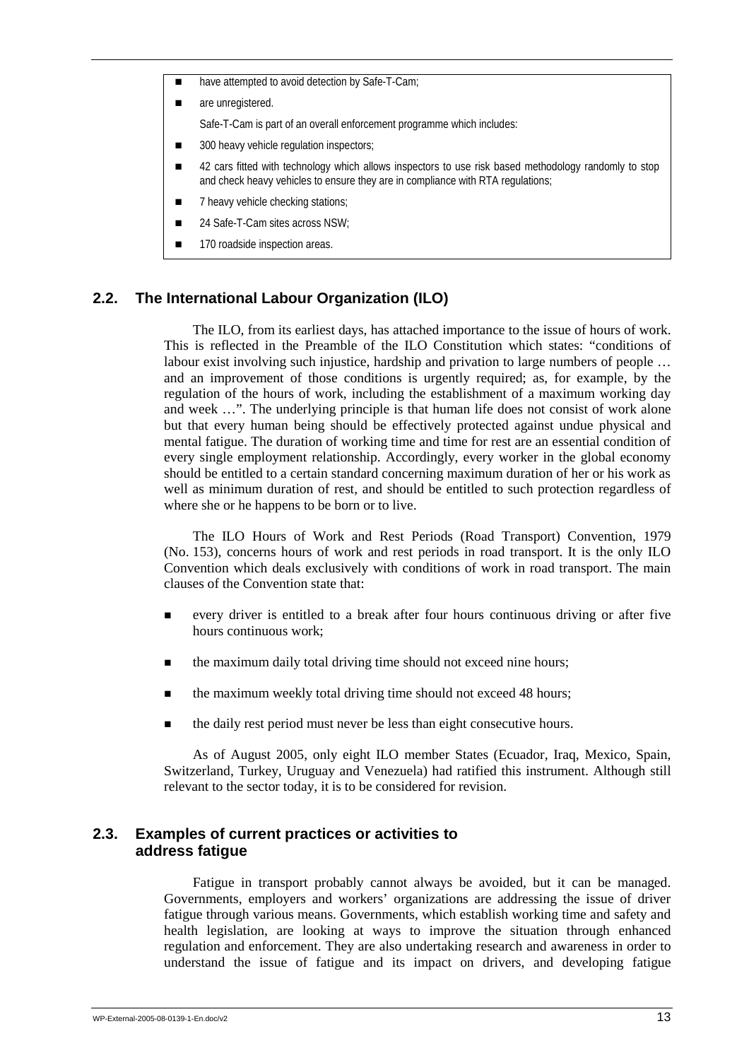- have attempted to avoid detection by Safe-T-Cam;
- are unregistered.

Safe-T-Cam is part of an overall enforcement programme which includes:

- 300 heavy vehicle regulation inspectors;
- 42 cars fitted with technology which allows inspectors to use risk based methodology randomly to stop and check heavy vehicles to ensure they are in compliance with RTA regulations;
- 7 heavy vehicle checking stations;
- 24 Safe-T-Cam sites across NSW;
- 170 roadside inspection areas.

## 2.2. The International Labour Organization (ILO)

The ILO, from its earliest days, has attached importance to the issue of hours of work. This is reflected in the Preamble of the ILO Constitution which states: "conditions of labour exist involving such injustice, hardship and privation to large numbers of people … and an improvement of those conditions is urgently required; as, for example, by the regulation of the hours of work, including the establishment of a maximum working day and week …". The underlying principle is that human life does not consist of work alone but that every human being should be effectively protected against undue physical and mental fatigue. The duration of working time and time for rest are an essential condition of every single employment relationship. Accordingly, every worker in the global economy should be entitled to a certain standard concerning maximum duration of her or his work as well as minimum duration of rest, and should be entitled to such protection regardless of where she or he happens to be born or to live.

The ILO Hours of Work and Rest Periods (Road Transport) Convention, 1979 (No. 153), concerns hours of work and rest periods in road transport. It is the only ILO Convention which deals exclusively with conditions of work in road transport. The main clauses of the Convention state that:

- every driver is entitled to a break after four hours continuous driving or after five hours continuous work;
- the maximum daily total driving time should not exceed nine hours;
- the maximum weekly total driving time should not exceed 48 hours;
- the daily rest period must never be less than eight consecutive hours.

As of August 2005, only eight ILO member States (Ecuador, Iraq, Mexico, Spain, Switzerland, Turkey, Uruguay and Venezuela) had ratified this instrument. Although still relevant to the sector today, it is to be considered for revision.

## 2.3. Examples of current practices or activities to address fatigue

Fatigue in transport probably cannot always be avoided, but it can be managed. Governments, employers and workers' organizations are addressing the issue of driver fatigue through various means. Governments, which establish working time and safety and health legislation, are looking at ways to improve the situation through enhanced regulation and enforcement. They are also undertaking research and awareness in order to understand the issue of fatigue and its impact on drivers, and developing fatigue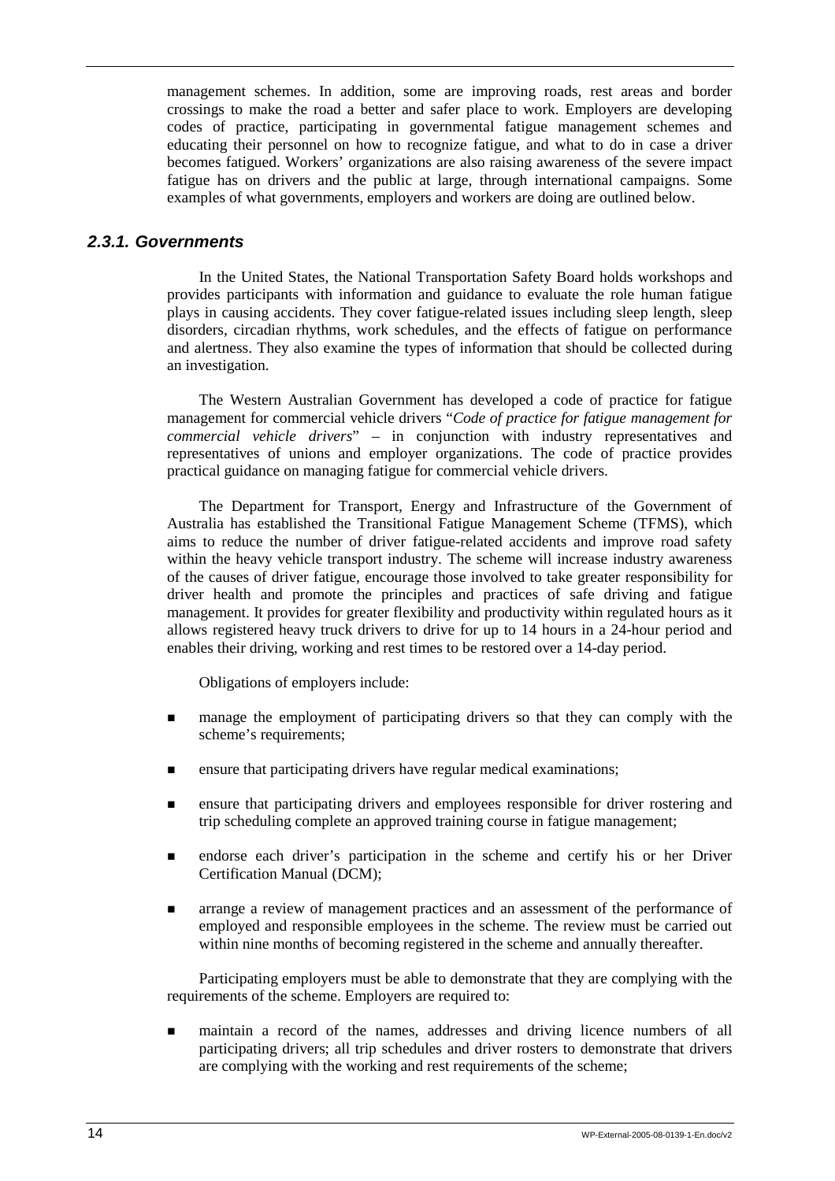management schemes. In addition, some are improving roads, rest areas and border crossings to make the road a better and safer place to work. Employers are developing codes of practice, participating in governmental fatigue management schemes and educating their personnel on how to recognize fatigue, and what to do in case a driver becomes fatigued. Workers' organizations are also raising awareness of the severe impact fatigue has on drivers and the public at large, through international campaigns. Some examples of what governments, employers and workers are doing are outlined below.

### *2.3.1. Governments*

In the United States, the National Transportation Safety Board holds workshops and provides participants with information and guidance to evaluate the role human fatigue plays in causing accidents. They cover fatigue-related issues including sleep length, sleep disorders, circadian rhythms, work schedules, and the effects of fatigue on performance and alertness. They also examine the types of information that should be collected during an investigation.

The Western Australian Government has developed a code of practice for fatigue management for commercial vehicle drivers "*Code of practice for fatigue management for commercial vehicle drivers*" – in conjunction with industry representatives and representatives of unions and employer organizations. The code of practice provides practical guidance on managing fatigue for commercial vehicle drivers.

The Department for Transport, Energy and Infrastructure of the Government of Australia has established the Transitional Fatigue Management Scheme (TFMS), which aims to reduce the number of driver fatigue-related accidents and improve road safety within the heavy vehicle transport industry. The scheme will increase industry awareness of the causes of driver fatigue, encourage those involved to take greater responsibility for driver health and promote the principles and practices of safe driving and fatigue management. It provides for greater flexibility and productivity within regulated hours as it allows registered heavy truck drivers to drive for up to 14 hours in a 24-hour period and enables their driving, working and rest times to be restored over a 14-day period.

Obligations of employers include:

- manage the employment of participating drivers so that they can comply with the scheme's requirements;
- ensure that participating drivers have regular medical examinations;
- ensure that participating drivers and employees responsible for driver rostering and trip scheduling complete an approved training course in fatigue management;
- endorse each driver's participation in the scheme and certify his or her Driver Certification Manual (DCM);
- arrange a review of management practices and an assessment of the performance of employed and responsible employees in the scheme. The review must be carried out within nine months of becoming registered in the scheme and annually thereafter.

Participating employers must be able to demonstrate that they are complying with the requirements of the scheme. Employers are required to:

- maintain a record of the names, addresses and driving licence numbers of all participating drivers; all trip schedules and driver rosters to demonstrate that drivers are complying with the working and rest requirements of the scheme;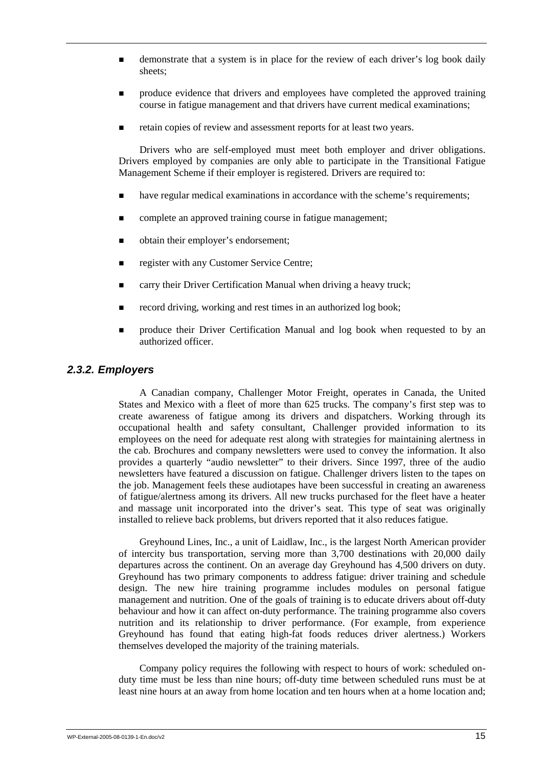- demonstrate that a system is in place for the review of each driver's log book daily sheets;
- produce evidence that drivers and employees have completed the approved training course in fatigue management and that drivers have current medical examinations;
- retain copies of review and assessment reports for at least two years.

Drivers who are self-employed must meet both employer and driver obligations. Drivers employed by companies are only able to participate in the Transitional Fatigue Management Scheme if their employer is registered. Drivers are required to:

- have regular medical examinations in accordance with the scheme's requirements;
- complete an approved training course in fatigue management;
- obtain their employer's endorsement;
- register with any Customer Service Centre;
- carry their Driver Certification Manual when driving a heavy truck;
- record driving, working and rest times in an authorized log book;
- produce their Driver Certification Manual and log book when requested to by an authorized officer.

### *2.3.2. Employers*

A Canadian company, Challenger Motor Freight, operates in Canada, the United States and Mexico with a fleet of more than 625 trucks. The company's first step was to create awareness of fatigue among its drivers and dispatchers. Working through its occupational health and safety consultant, Challenger provided information to its employees on the need for adequate rest along with strategies for maintaining alertness in the cab. Brochures and company newsletters were used to convey the information. It also provides a quarterly "audio newsletter" to their drivers. Since 1997, three of the audio newsletters have featured a discussion on fatigue. Challenger drivers listen to the tapes on the job. Management feels these audiotapes have been successful in creating an awareness of fatigue/alertness among its drivers. All new trucks purchased for the fleet have a heater and massage unit incorporated into the driver's seat. This type of seat was originally installed to relieve back problems, but drivers reported that it also reduces fatigue.

Greyhound Lines, Inc., a unit of Laidlaw, Inc., is the largest North American provider of intercity bus transportation, serving more than 3,700 destinations with 20,000 daily departures across the continent. On an average day Greyhound has 4,500 drivers on duty. Greyhound has two primary components to address fatigue: driver training and schedule design. The new hire training programme includes modules on personal fatigue management and nutrition. One of the goals of training is to educate drivers about off-duty behaviour and how it can affect on-duty performance. The training programme also covers nutrition and its relationship to driver performance. (For example, from experience Greyhound has found that eating high-fat foods reduces driver alertness.) Workers themselves developed the majority of the training materials.

Company policy requires the following with respect to hours of work: scheduled on-duty time must be less than nine hours; off-duty time between scheduled runs must be at least nine hours at an away from home location and ten hours when at a home location and;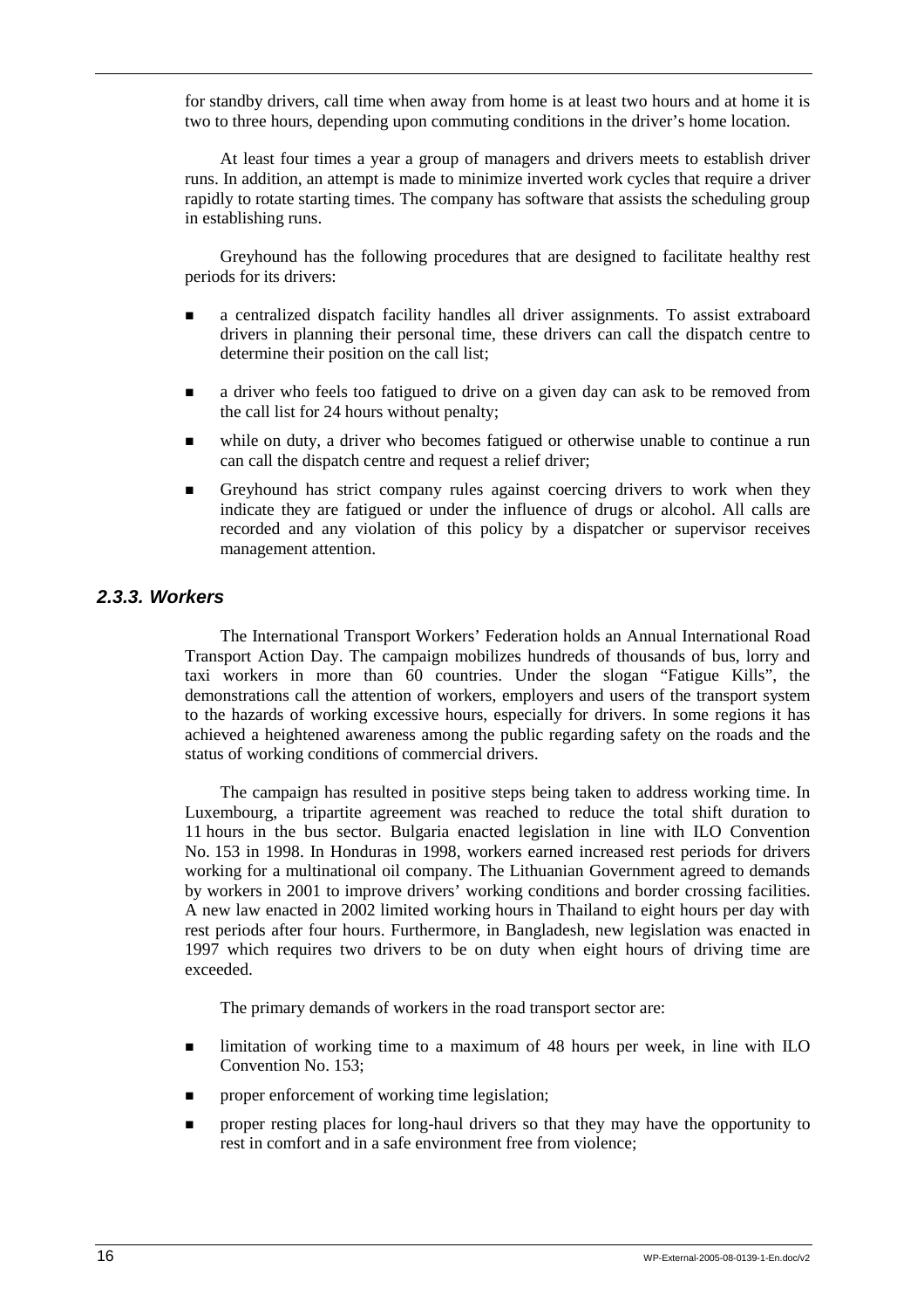for standby drivers, call time when away from home is at least two hours and at home it is two to three hours, depending upon commuting conditions in the driver's home location.

At least four times a year a group of managers and drivers meets to establish driver runs. In addition, an attempt is made to minimize inverted work cycles that require a driver rapidly to rotate starting times. The company has software that assists the scheduling group in establishing runs.

Greyhound has the following procedures that are designed to facilitate healthy rest periods for its drivers:

- a centralized dispatch facility handles all driver assignments. To assist extraboard drivers in planning their personal time, these drivers can call the dispatch centre to determine their position on the call list;
- a driver who feels too fatigued to drive on a given day can ask to be removed from the call list for 24 hours without penalty;
- while on duty, a driver who becomes fatigued or otherwise unable to continue a run can call the dispatch centre and request a relief driver;
- Greyhound has strict company rules against coercing drivers to work when they indicate they are fatigued or under the influence of drugs or alcohol. All calls are recorded and any violation of this policy by a dispatcher or supervisor receives management attention.

### *2.3.3. Workers*

The International Transport Workers' Federation holds an Annual International Road Transport Action Day. The campaign mobilizes hundreds of thousands of bus, lorry and taxi workers in more than 60 countries. Under the slogan "Fatigue Kills", the demonstrations call the attention of workers, employers and users of the transport system to the hazards of working excessive hours, especially for drivers. In some regions it has achieved a heightened awareness among the public regarding safety on the roads and the status of working conditions of commercial drivers.

The campaign has resulted in positive steps being taken to address working time. In Luxembourg, a tripartite agreement was reached to reduce the total shift duration to 11 hours in the bus sector. Bulgaria enacted legislation in line with ILO Convention No. 153 in 1998. In Honduras in 1998, workers earned increased rest periods for drivers working for a multinational oil company. The Lithuanian Government agreed to demands by workers in 2001 to improve drivers' working conditions and border crossing facilities. A new law enacted in 2002 limited working hours in Thailand to eight hours per day with rest periods after four hours. Furthermore, in Bangladesh, new legislation was enacted in 1997 which requires two drivers to be on duty when eight hours of driving time are exceeded.

The primary demands of workers in the road transport sector are:

- limitation of working time to a maximum of 48 hours per week, in line with ILO Convention No. 153;
- proper enforcement of working time legislation;
- proper resting places for long-haul drivers so that they may have the opportunity to rest in comfort and in a safe environment free from violence;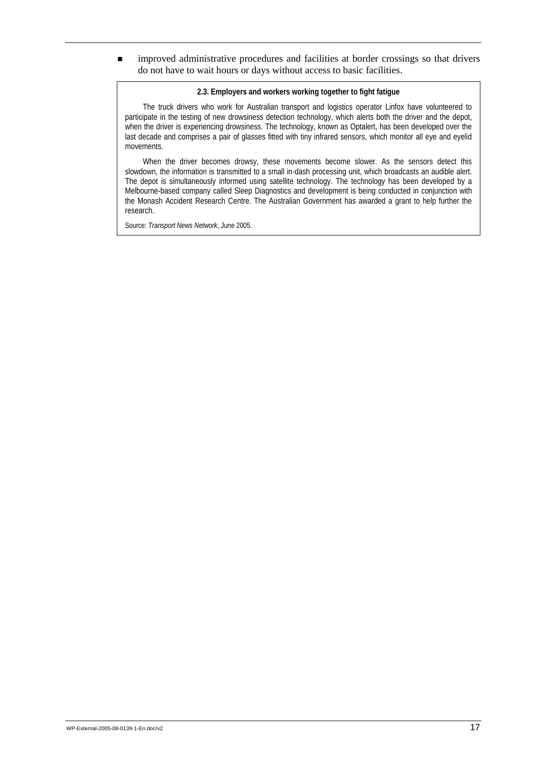- improved administrative procedures and facilities at border crossings so that drivers do not have to wait hours or days without access to basic facilities.

**2.3. Employers and workers working together to fight fatigue**

The truck drivers who work for Australian transport and logistics operator Linfox have volunteered to participate in the testing of new drowsiness detection technology, which alerts both the driver and the depot, when the driver is experiencing drowsiness. The technology, known as Optalert, has been developed over the last decade and comprises a pair of glasses fitted with tiny infrared sensors, which monitor all eye and eyelid movements.

When the driver becomes drowsy, these movements become slower. As the sensors detect this slowdown, the information is transmitted to a small in-dash processing unit, which broadcasts an audible alert. The depot is simultaneously informed using satellite technology. The technology has been developed by a Melbourne-based company called Sleep Diagnostics and development is being conducted in conjunction with the Monash Accident Research Centre. The Australian Government has awarded a grant to help further the research.

Source: *Transport News Network*, June 2005.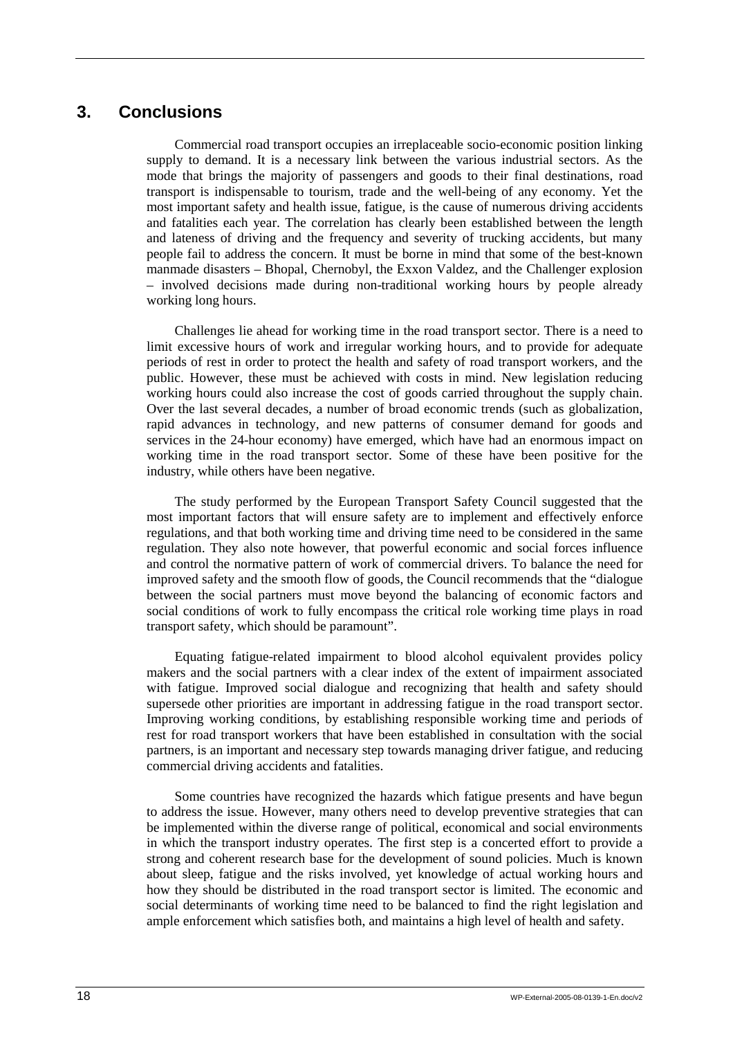# 3. Conclusions

Commercial road transport occupies an irreplaceable socio-economic position linking supply to demand. It is a necessary link between the various industrial sectors. As the mode that brings the majority of passengers and goods to their final destinations, road transport is indispensable to tourism, trade and the well-being of any economy. Yet the most important safety and health issue, fatigue, is the cause of numerous driving accidents and fatalities each year. The correlation has clearly been established between the length and lateness of driving and the frequency and severity of trucking accidents, but many people fail to address the concern. It must be borne in mind that some of the best-known manmade disasters – Bhopal, Chernobyl, the Exxon Valdez, and the Challenger explosion – involved decisions made during non-traditional working hours by people already working long hours.

Challenges lie ahead for working time in the road transport sector. There is a need to limit excessive hours of work and irregular working hours, and to provide for adequate periods of rest in order to protect the health and safety of road transport workers, and the public. However, these must be achieved with costs in mind. New legislation reducing working hours could also increase the cost of goods carried throughout the supply chain. Over the last several decades, a number of broad economic trends (such as globalization, rapid advances in technology, and new patterns of consumer demand for goods and services in the 24-hour economy) have emerged, which have had an enormous impact on working time in the road transport sector. Some of these have been positive for the industry, while others have been negative.

The study performed by the European Transport Safety Council suggested that the most important factors that will ensure safety are to implement and effectively enforce regulations, and that both working time and driving time need to be considered in the same regulation. They also note however, that powerful economic and social forces influence and control the normative pattern of work of commercial drivers. To balance the need for improved safety and the smooth flow of goods, the Council recommends that the "dialogue between the social partners must move beyond the balancing of economic factors and social conditions of work to fully encompass the critical role working time plays in road transport safety, which should be paramount".

Equating fatigue-related impairment to blood alcohol equivalent provides policy makers and the social partners with a clear index of the extent of impairment associated with fatigue. Improved social dialogue and recognizing that health and safety should supersede other priorities are important in addressing fatigue in the road transport sector. Improving working conditions, by establishing responsible working time and periods of rest for road transport workers that have been established in consultation with the social partners, is an important and necessary step towards managing driver fatigue, and reducing commercial driving accidents and fatalities.

Some countries have recognized the hazards which fatigue presents and have begun to address the issue. However, many others need to develop preventive strategies that can be implemented within the diverse range of political, economical and social environments in which the transport industry operates. The first step is a concerted effort to provide a strong and coherent research base for the development of sound policies. Much is known about sleep, fatigue and the risks involved, yet knowledge of actual working hours and how they should be distributed in the road transport sector is limited. The economic and social determinants of working time need to be balanced to find the right legislation and ample enforcement which satisfies both, and maintains a high level of health and safety.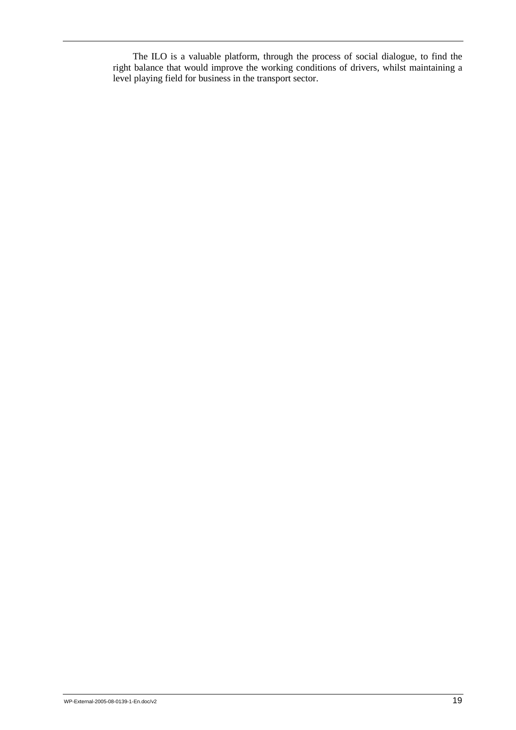The ILO is a valuable platform, through the process of social dialogue, to find the right balance that would improve the working conditions of drivers, whilst maintaining a level playing field for business in the transport sector.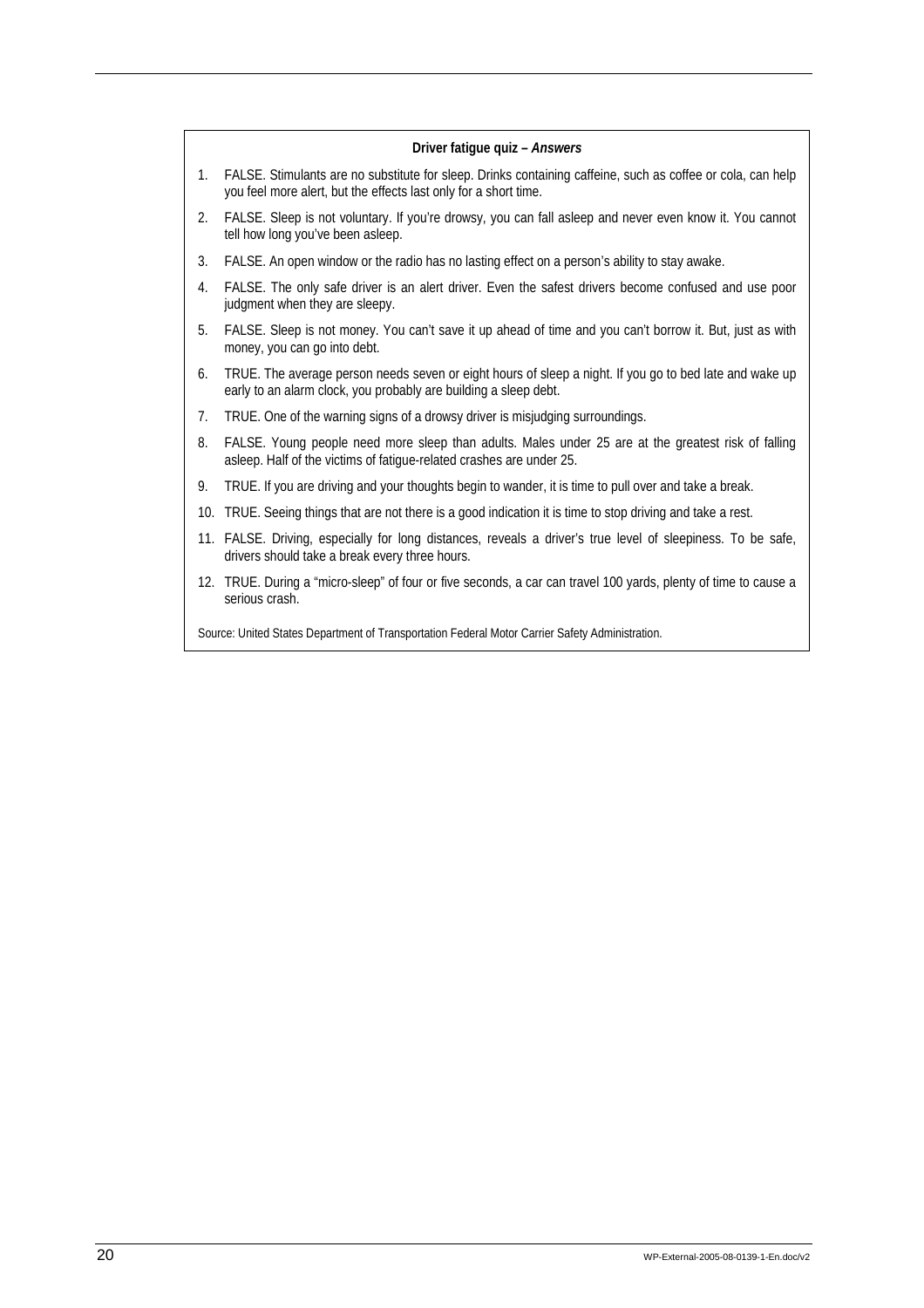**Driver fatigue quiz – *Answers***

1. FALSE. Stimulants are no substitute for sleep. Drinks containing caffeine, such as coffee or cola, can help you feel more alert, but the effects last only for a short time.
2. FALSE. Sleep is not voluntary. If you're drowsy, you can fall asleep and never even know it. You cannot tell how long you've been asleep.
3. FALSE. An open window or the radio has no lasting effect on a person's ability to stay awake.
4. FALSE. The only safe driver is an alert driver. Even the safest drivers become confused and use poor judgment when they are sleepy.
5. FALSE. Sleep is not money. You can't save it up ahead of time and you can't borrow it. But, just as with money, you can go into debt.
6. TRUE. The average person needs seven or eight hours of sleep a night. If you go to bed late and wake up early to an alarm clock, you probably are building a sleep debt.
7. TRUE. One of the warning signs of a drowsy driver is misjudging surroundings.
8. FALSE. Young people need more sleep than adults. Males under 25 are at the greatest risk of falling asleep. Half of the victims of fatigue-related crashes are under 25.
9. TRUE. If you are driving and your thoughts begin to wander, it is time to pull over and take a break.
10. TRUE. Seeing things that are not there is a good indication it is time to stop driving and take a rest.
11. FALSE. Driving, especially for long distances, reveals a driver's true level of sleepiness. To be safe, drivers should take a break every three hours.
12. TRUE. During a "micro-sleep" of four or five seconds, a car can travel 100 yards, plenty of time to cause a serious crash.

Source: United States Department of Transportation Federal Motor Carrier Safety Administration.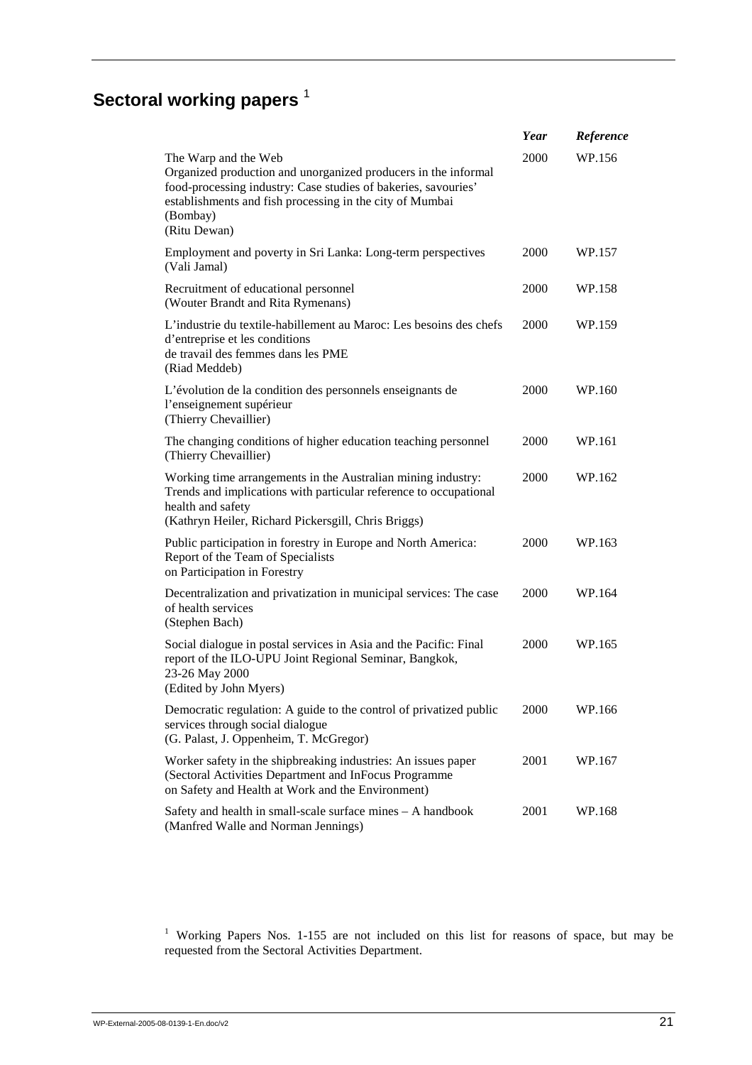## Sectoral working papers [1]

| | *Year* | *Reference* |
|---|---|---|
| The Warp and the Web<br>Organized production and unorganized producers in the informal food-processing industry: Case studies of bakeries, savouries' establishments and fish processing in the city of Mumbai (Bombay)<br>(Ritu Dewan) | 2000 | WP.156 |
| Employment and poverty in Sri Lanka: Long-term perspectives<br>(Vali Jamal) | 2000 | WP.157 |
| Recruitment of educational personnel<br>(Wouter Brandt and Rita Rymenans) | 2000 | WP.158 |
| L'industrie du textile-habillement au Maroc: Les besoins des chefs d'entreprise et les conditions de travail des femmes dans les PME<br>(Riad Meddeb) | 2000 | WP.159 |
| L'évolution de la condition des personnels enseignants de l'enseignement supérieur<br>(Thierry Chevaillier) | 2000 | WP.160 |
| The changing conditions of higher education teaching personnel<br>(Thierry Chevaillier) | 2000 | WP.161 |
| Working time arrangements in the Australian mining industry: Trends and implications with particular reference to occupational health and safety<br>(Kathryn Heiler, Richard Pickersgill, Chris Briggs) | 2000 | WP.162 |
| Public participation in forestry in Europe and North America: Report of the Team of Specialists on Participation in Forestry | 2000 | WP.163 |
| Decentralization and privatization in municipal services: The case of health services<br>(Stephen Bach) | 2000 | WP.164 |
| Social dialogue in postal services in Asia and the Pacific: Final report of the ILO-UPU Joint Regional Seminar, Bangkok, 23-26 May 2000<br>(Edited by John Myers) | 2000 | WP.165 |
| Democratic regulation: A guide to the control of privatized public services through social dialogue<br>(G. Palast, J. Oppenheim, T. McGregor) | 2000 | WP.166 |
| Worker safety in the shipbreaking industries: An issues paper<br>(Sectoral Activities Department and InFocus Programme on Safety and Health at Work and the Environment) | 2001 | WP.167 |
| Safety and health in small-scale surface mines – A handbook<br>(Manfred Walle and Norman Jennings) | 2001 | WP.168 |

[1] Working Papers Nos. 1-155 are not included on this list for reasons of space, but may be requested from the Sectoral Activities Department.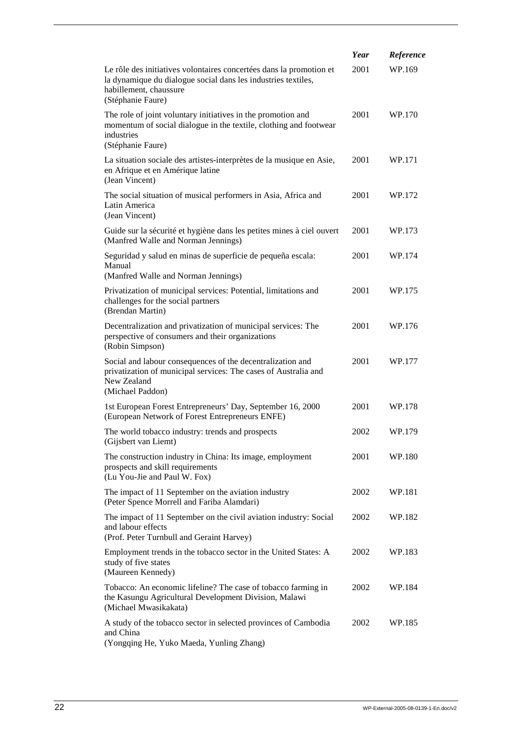| | *Year* | *Reference* |
|---|---|---|
| Le rôle des initiatives volontaires concertées dans la promotion et la dynamique du dialogue social dans les industries textiles, habillement, chaussure (Stéphanie Faure) | 2001 | WP.169 |
| The role of joint voluntary initiatives in the promotion and momentum of social dialogue in the textile, clothing and footwear industries (Stéphanie Faure) | 2001 | WP.170 |
| La situation sociale des artistes-interprètes de la musique en Asie, en Afrique et en Amérique latine (Jean Vincent) | 2001 | WP.171 |
| The social situation of musical performers in Asia, Africa and Latin America (Jean Vincent) | 2001 | WP.172 |
| Guide sur la sécurité et hygiène dans les petites mines à ciel ouvert (Manfred Walle and Norman Jennings) | 2001 | WP.173 |
| Seguridad y salud en minas de superficie de pequeña escala: Manual (Manfred Walle and Norman Jennings) | 2001 | WP.174 |
| Privatization of municipal services: Potential, limitations and challenges for the social partners (Brendan Martin) | 2001 | WP.175 |
| Decentralization and privatization of municipal services: The perspective of consumers and their organizations (Robin Simpson) | 2001 | WP.176 |
| Social and labour consequences of the decentralization and privatization of municipal services: The cases of Australia and New Zealand (Michael Paddon) | 2001 | WP.177 |
| 1st European Forest Entrepreneurs' Day, September 16, 2000 (European Network of Forest Entrepreneurs ENFE) | 2001 | WP.178 |
| The world tobacco industry: trends and prospects (Gijsbert van Liemt) | 2002 | WP.179 |
| The construction industry in China: Its image, employment prospects and skill requirements (Lu You-Jie and Paul W. Fox) | 2001 | WP.180 |
| The impact of 11 September on the aviation industry (Peter Spence Morrell and Fariba Alamdari) | 2002 | WP.181 |
| The impact of 11 September on the civil aviation industry: Social and labour effects (Prof. Peter Turnbull and Geraint Harvey) | 2002 | WP.182 |
| Employment trends in the tobacco sector in the United States: A study of five states (Maureen Kennedy) | 2002 | WP.183 |
| Tobacco: An economic lifeline? The case of tobacco farming in the Kasungu Agricultural Development Division, Malawi (Michael Mwasikakata) | 2002 | WP.184 |
| A study of the tobacco sector in selected provinces of Cambodia and China (Yongqing He, Yuko Maeda, Yunling Zhang) | 2002 | WP.185 |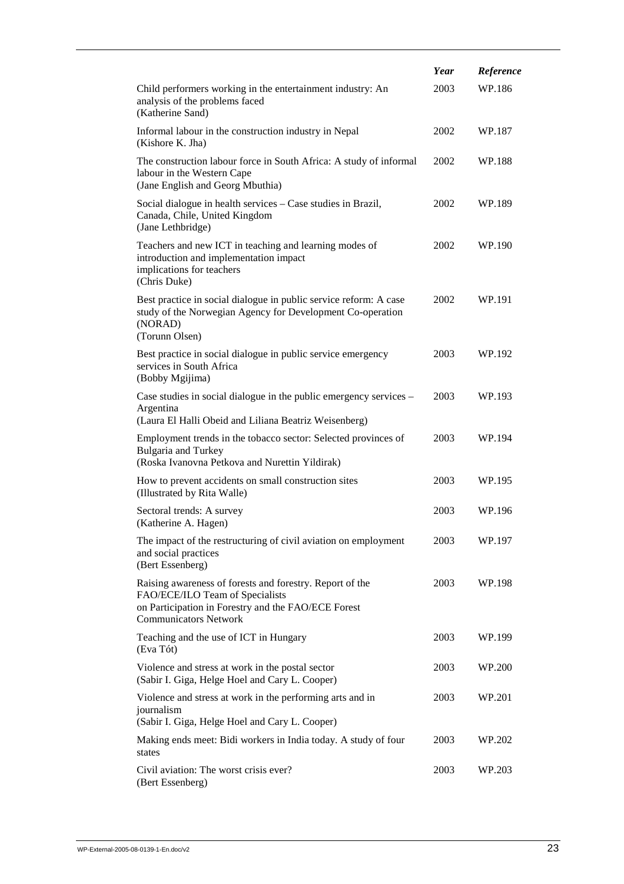| | *Year* | *Reference* |
|---|---|---|
| Child performers working in the entertainment industry: An analysis of the problems faced (Katherine Sand) | 2003 | WP.186 |
| Informal labour in the construction industry in Nepal (Kishore K. Jha) | 2002 | WP.187 |
| The construction labour force in South Africa: A study of informal labour in the Western Cape (Jane English and Georg Mbuthia) | 2002 | WP.188 |
| Social dialogue in health services – Case studies in Brazil, Canada, Chile, United Kingdom (Jane Lethbridge) | 2002 | WP.189 |
| Teachers and new ICT in teaching and learning modes of introduction and implementation impact implications for teachers (Chris Duke) | 2002 | WP.190 |
| Best practice in social dialogue in public service reform: A case study of the Norwegian Agency for Development Co-operation (NORAD) (Torunn Olsen) | 2002 | WP.191 |
| Best practice in social dialogue in public service emergency services in South Africa (Bobby Mgijima) | 2003 | WP.192 |
| Case studies in social dialogue in the public emergency services – Argentina (Laura El Halli Obeid and Liliana Beatriz Weisenberg) | 2003 | WP.193 |
| Employment trends in the tobacco sector: Selected provinces of Bulgaria and Turkey (Roska Ivanovna Petkova and Nurettin Yildirak) | 2003 | WP.194 |
| How to prevent accidents on small construction sites (Illustrated by Rita Walle) | 2003 | WP.195 |
| Sectoral trends: A survey (Katherine A. Hagen) | 2003 | WP.196 |
| The impact of the restructuring of civil aviation on employment and social practices (Bert Essenberg) | 2003 | WP.197 |
| Raising awareness of forests and forestry. Report of the FAO/ECE/ILO Team of Specialists on Participation in Forestry and the FAO/ECE Forest Communicators Network | 2003 | WP.198 |
| Teaching and the use of ICT in Hungary (Eva Tót) | 2003 | WP.199 |
| Violence and stress at work in the postal sector (Sabir I. Giga, Helge Hoel and Cary L. Cooper) | 2003 | WP.200 |
| Violence and stress at work in the performing arts and in journalism (Sabir I. Giga, Helge Hoel and Cary L. Cooper) | 2003 | WP.201 |
| Making ends meet: Bidi workers in India today. A study of four states | 2003 | WP.202 |
| Civil aviation: The worst crisis ever? (Bert Essenberg) | 2003 | WP.203 |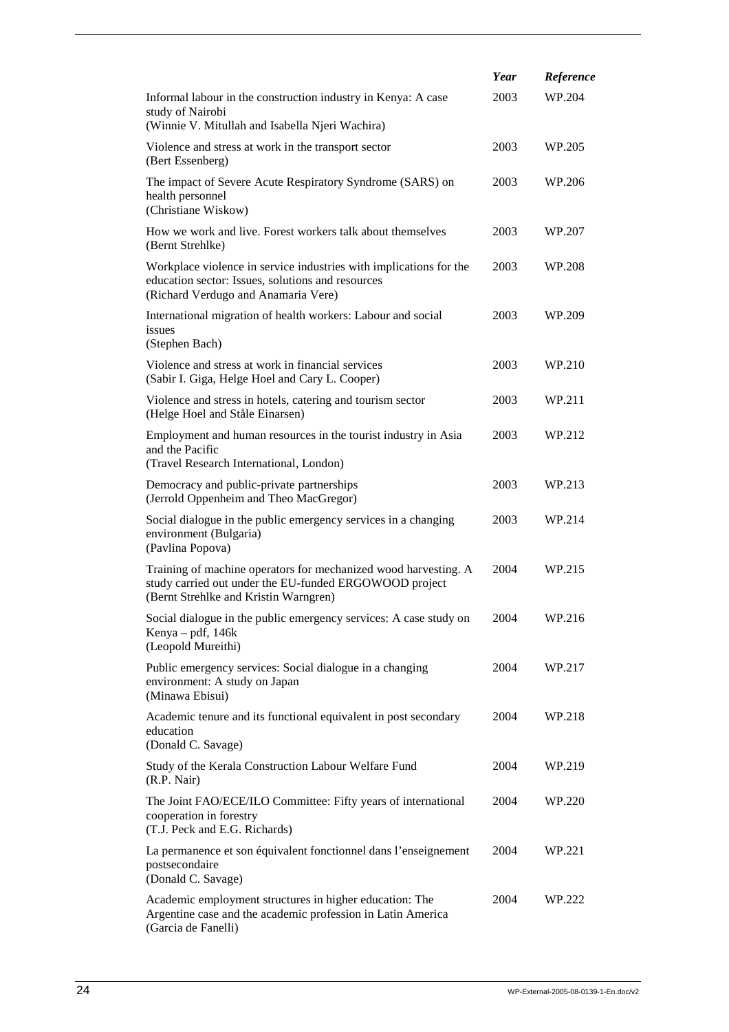| | *Year* | *Reference* |
|---|---|---|
| Informal labour in the construction industry in Kenya: A case study of Nairobi<br>(Winnie V. Mitullah and Isabella Njeri Wachira) | 2003 | WP.204 |
| Violence and stress at work in the transport sector<br>(Bert Essenberg) | 2003 | WP.205 |
| The impact of Severe Acute Respiratory Syndrome (SARS) on health personnel<br>(Christiane Wiskow) | 2003 | WP.206 |
| How we work and live. Forest workers talk about themselves<br>(Bernt Strehlke) | 2003 | WP.207 |
| Workplace violence in service industries with implications for the education sector: Issues, solutions and resources<br>(Richard Verdugo and Anamaria Vere) | 2003 | WP.208 |
| International migration of health workers: Labour and social issues<br>(Stephen Bach) | 2003 | WP.209 |
| Violence and stress at work in financial services<br>(Sabir I. Giga, Helge Hoel and Cary L. Cooper) | 2003 | WP.210 |
| Violence and stress in hotels, catering and tourism sector<br>(Helge Hoel and Ståle Einarsen) | 2003 | WP.211 |
| Employment and human resources in the tourist industry in Asia and the Pacific<br>(Travel Research International, London) | 2003 | WP.212 |
| Democracy and public-private partnerships<br>(Jerrold Oppenheim and Theo MacGregor) | 2003 | WP.213 |
| Social dialogue in the public emergency services in a changing environment (Bulgaria)<br>(Pavlina Popova) | 2003 | WP.214 |
| Training of machine operators for mechanized wood harvesting. A study carried out under the EU-funded ERGOWOOD project<br>(Bernt Strehlke and Kristin Warngren) | 2004 | WP.215 |
| Social dialogue in the public emergency services: A case study on Kenya – pdf, 146k<br>(Leopold Mureithi) | 2004 | WP.216 |
| Public emergency services: Social dialogue in a changing environment: A study on Japan<br>(Minawa Ebisui) | 2004 | WP.217 |
| Academic tenure and its functional equivalent in post secondary education<br>(Donald C. Savage) | 2004 | WP.218 |
| Study of the Kerala Construction Labour Welfare Fund<br>(R.P. Nair) | 2004 | WP.219 |
| The Joint FAO/ECE/ILO Committee: Fifty years of international cooperation in forestry<br>(T.J. Peck and E.G. Richards) | 2004 | WP.220 |
| La permanence et son équivalent fonctionnel dans l'enseignement postsecondaire<br>(Donald C. Savage) | 2004 | WP.221 |
| Academic employment structures in higher education: The Argentine case and the academic profession in Latin America<br>(Garcia de Fanelli) | 2004 | WP.222 |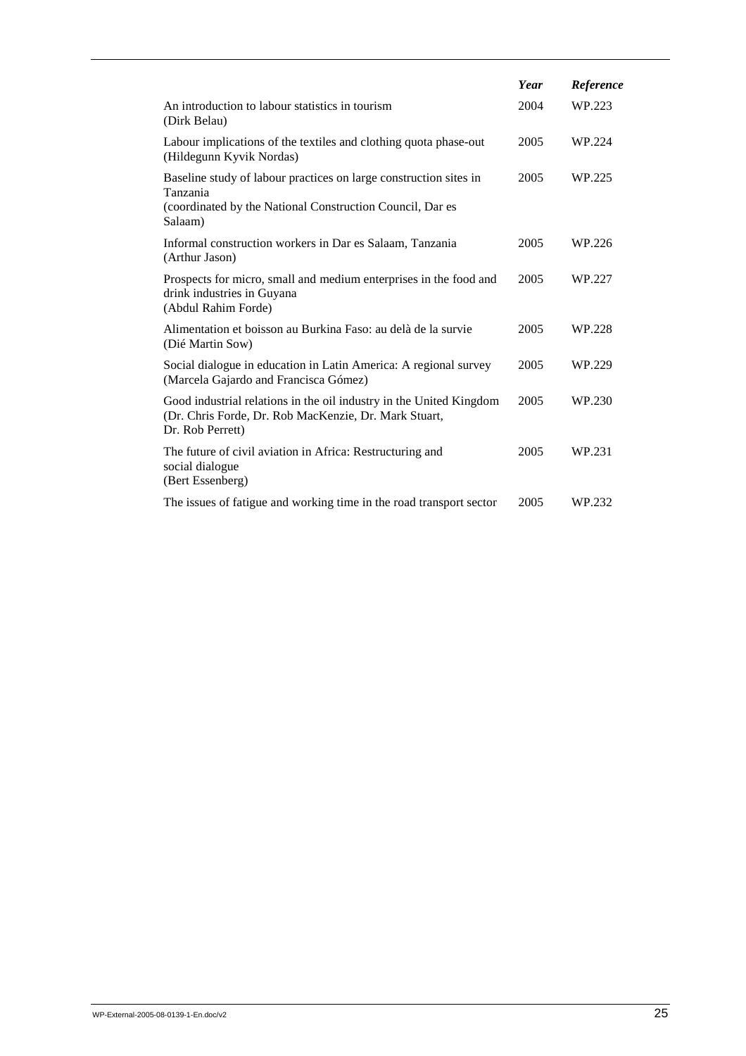| | Year | Reference |
|---|---|---|
| An introduction to labour statistics in tourism (Dirk Belau) | 2004 | WP.223 |
| Labour implications of the textiles and clothing quota phase-out (Hildegunn Kyvik Nordas) | 2005 | WP.224 |
| Baseline study of labour practices on large construction sites in Tanzania (coordinated by the National Construction Council, Dar es Salaam) | 2005 | WP.225 |
| Informal construction workers in Dar es Salaam, Tanzania (Arthur Jason) | 2005 | WP.226 |
| Prospects for micro, small and medium enterprises in the food and drink industries in Guyana (Abdul Rahim Forde) | 2005 | WP.227 |
| Alimentation et boisson au Burkina Faso: au delà de la survie (Dié Martin Sow) | 2005 | WP.228 |
| Social dialogue in education in Latin America: A regional survey (Marcela Gajardo and Francisca Gómez) | 2005 | WP.229 |
| Good industrial relations in the oil industry in the United Kingdom (Dr. Chris Forde, Dr. Rob MacKenzie, Dr. Mark Stuart, Dr. Rob Perrett) | 2005 | WP.230 |
| The future of civil aviation in Africa: Restructuring and social dialogue (Bert Essenberg) | 2005 | WP.231 |
| The issues of fatigue and working time in the road transport sector | 2005 | WP.232 |